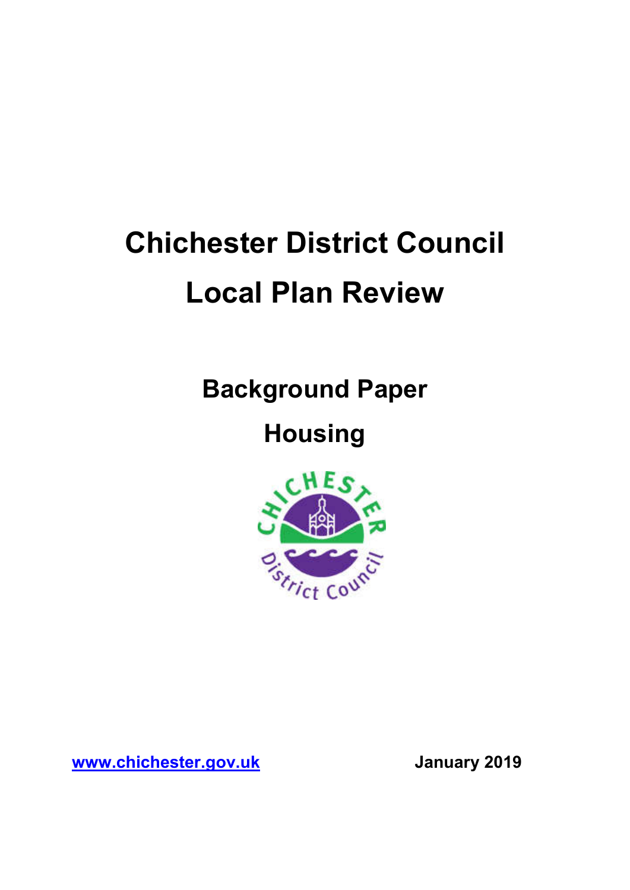# Chichester District Council

# Local Plan Review

## Background Paper

## Housing

www.chichester.gov.uk

**January 2019**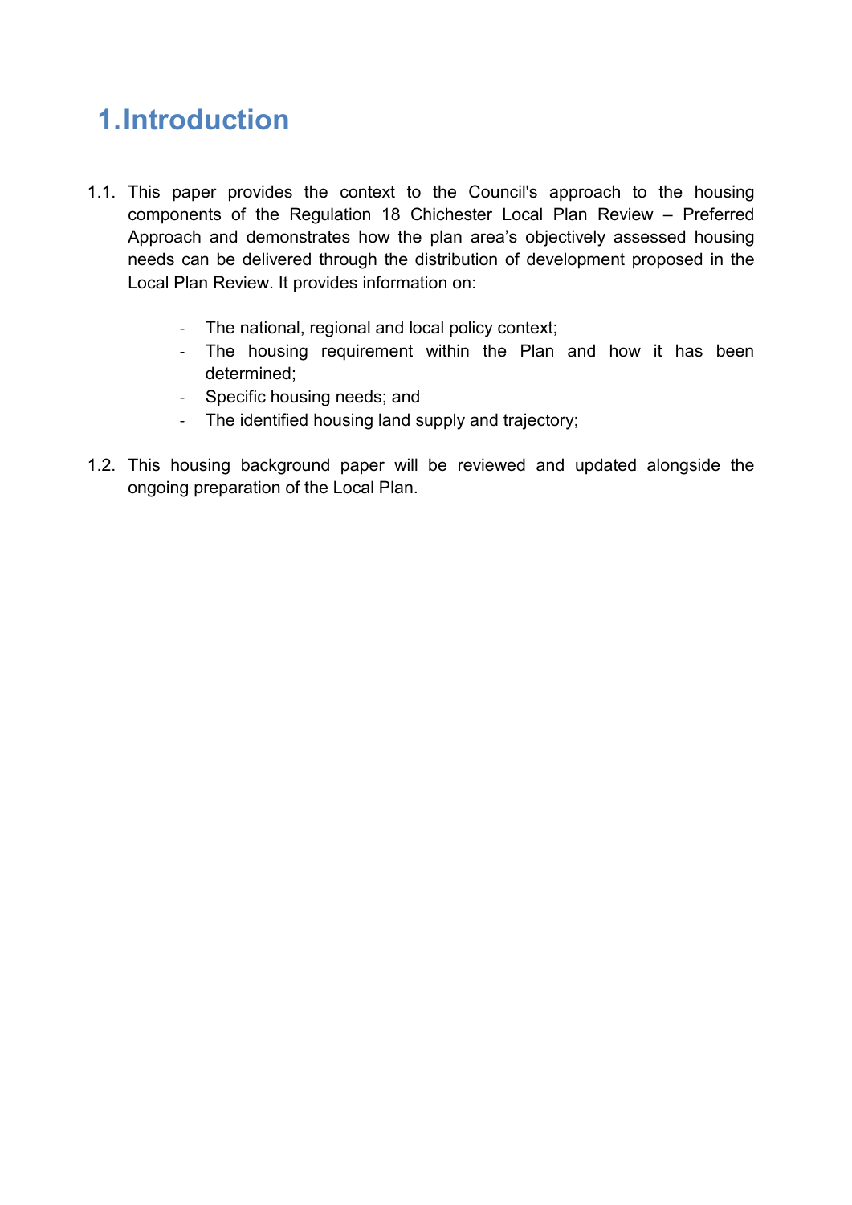# 1. Introduction

1.1. This paper provides the context to the Council's approach to the housing components of the Regulation 18 Chichester Local Plan Review – Preferred Approach and demonstrates how the plan area's objectively assessed housing needs can be delivered through the distribution of development proposed in the Local Plan Review. It provides information on:

- The national, regional and local policy context;
- The housing requirement within the Plan and how it has been determined;
- Specific housing needs; and
- The identified housing land supply and trajectory;

1.2. This housing background paper will be reviewed and updated alongside the ongoing preparation of the Local Plan.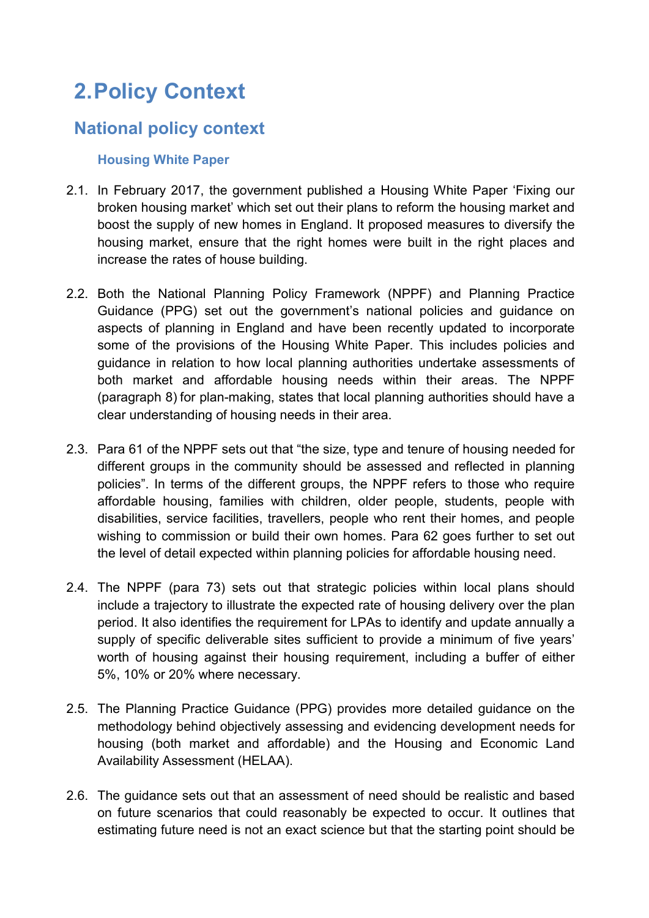# 2. Policy Context

## National policy context

### Housing White Paper

2.1. In February 2017, the government published a Housing White Paper 'Fixing our broken housing market' which set out their plans to reform the housing market and boost the supply of new homes in England. It proposed measures to diversify the housing market, ensure that the right homes were built in the right places and increase the rates of house building.

2.2. Both the National Planning Policy Framework (NPPF) and Planning Practice Guidance (PPG) set out the government's national policies and guidance on aspects of planning in England and have been recently updated to incorporate some of the provisions of the Housing White Paper. This includes policies and guidance in relation to how local planning authorities undertake assessments of both market and affordable housing needs within their areas. The NPPF (paragraph 8) for plan-making, states that local planning authorities should have a clear understanding of housing needs in their area.

2.3. Para 61 of the NPPF sets out that "the size, type and tenure of housing needed for different groups in the community should be assessed and reflected in planning policies". In terms of the different groups, the NPPF refers to those who require affordable housing, families with children, older people, students, people with disabilities, service facilities, travellers, people who rent their homes, and people wishing to commission or build their own homes. Para 62 goes further to set out the level of detail expected within planning policies for affordable housing need.

2.4. The NPPF (para 73) sets out that strategic policies within local plans should include a trajectory to illustrate the expected rate of housing delivery over the plan period. It also identifies the requirement for LPAs to identify and update annually a supply of specific deliverable sites sufficient to provide a minimum of five years' worth of housing against their housing requirement, including a buffer of either 5%, 10% or 20% where necessary.

2.5. The Planning Practice Guidance (PPG) provides more detailed guidance on the methodology behind objectively assessing and evidencing development needs for housing (both market and affordable) and the Housing and Economic Land Availability Assessment (HELAA).

2.6. The guidance sets out that an assessment of need should be realistic and based on future scenarios that could reasonably be expected to occur. It outlines that estimating future need is not an exact science but that the starting point should be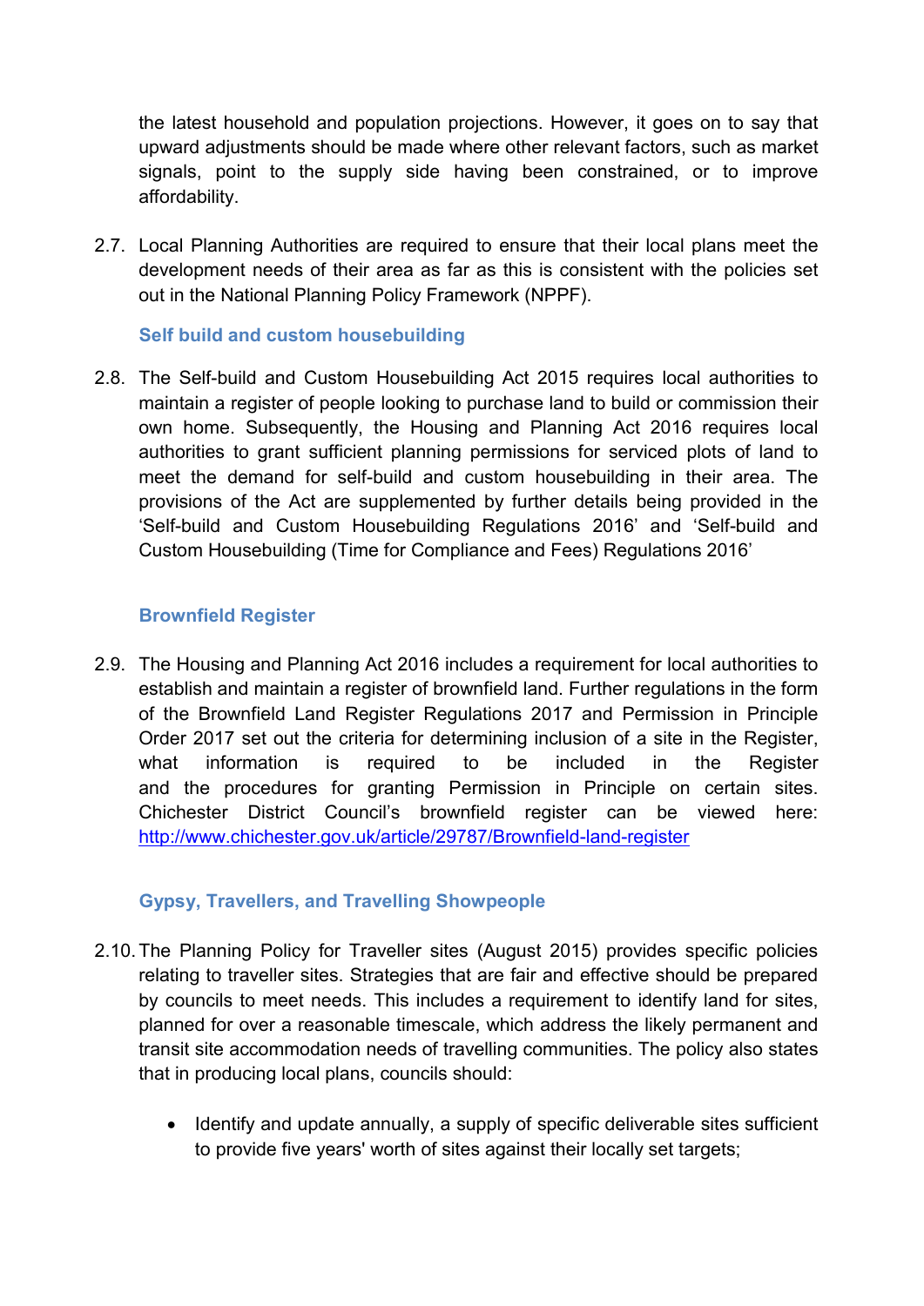the latest household and population projections. However, it goes on to say that upward adjustments should be made where other relevant factors, such as market signals, point to the supply side having been constrained, or to improve affordability.

2.7. Local Planning Authorities are required to ensure that their local plans meet the development needs of their area as far as this is consistent with the policies set out in the National Planning Policy Framework (NPPF).

### Self build and custom housebuilding

2.8. The Self-build and Custom Housebuilding Act 2015 requires local authorities to maintain a register of people looking to purchase land to build or commission their own home. Subsequently, the Housing and Planning Act 2016 requires local authorities to grant sufficient planning permissions for serviced plots of land to meet the demand for self-build and custom housebuilding in their area. The provisions of the Act are supplemented by further details being provided in the 'Self-build and Custom Housebuilding Regulations 2016' and 'Self-build and Custom Housebuilding (Time for Compliance and Fees) Regulations 2016'

### Brownfield Register

2.9. The Housing and Planning Act 2016 includes a requirement for local authorities to establish and maintain a register of brownfield land. Further regulations in the form of the Brownfield Land Register Regulations 2017 and Permission in Principle Order 2017 set out the criteria for determining inclusion of a site in the Register, what information is required to be included in the Register and the procedures for granting Permission in Principle on certain sites. Chichester District Council's brownfield register can be viewed here: http://www.chichester.gov.uk/article/29787/Brownfield-land-register

### Gypsy, Travellers, and Travelling Showpeople

2.10. The Planning Policy for Traveller sites (August 2015) provides specific policies relating to traveller sites. Strategies that are fair and effective should be prepared by councils to meet needs. This includes a requirement to identify land for sites, planned for over a reasonable timescale, which address the likely permanent and transit site accommodation needs of travelling communities. The policy also states that in producing local plans, councils should:

- Identify and update annually, a supply of specific deliverable sites sufficient to provide five years' worth of sites against their locally set targets;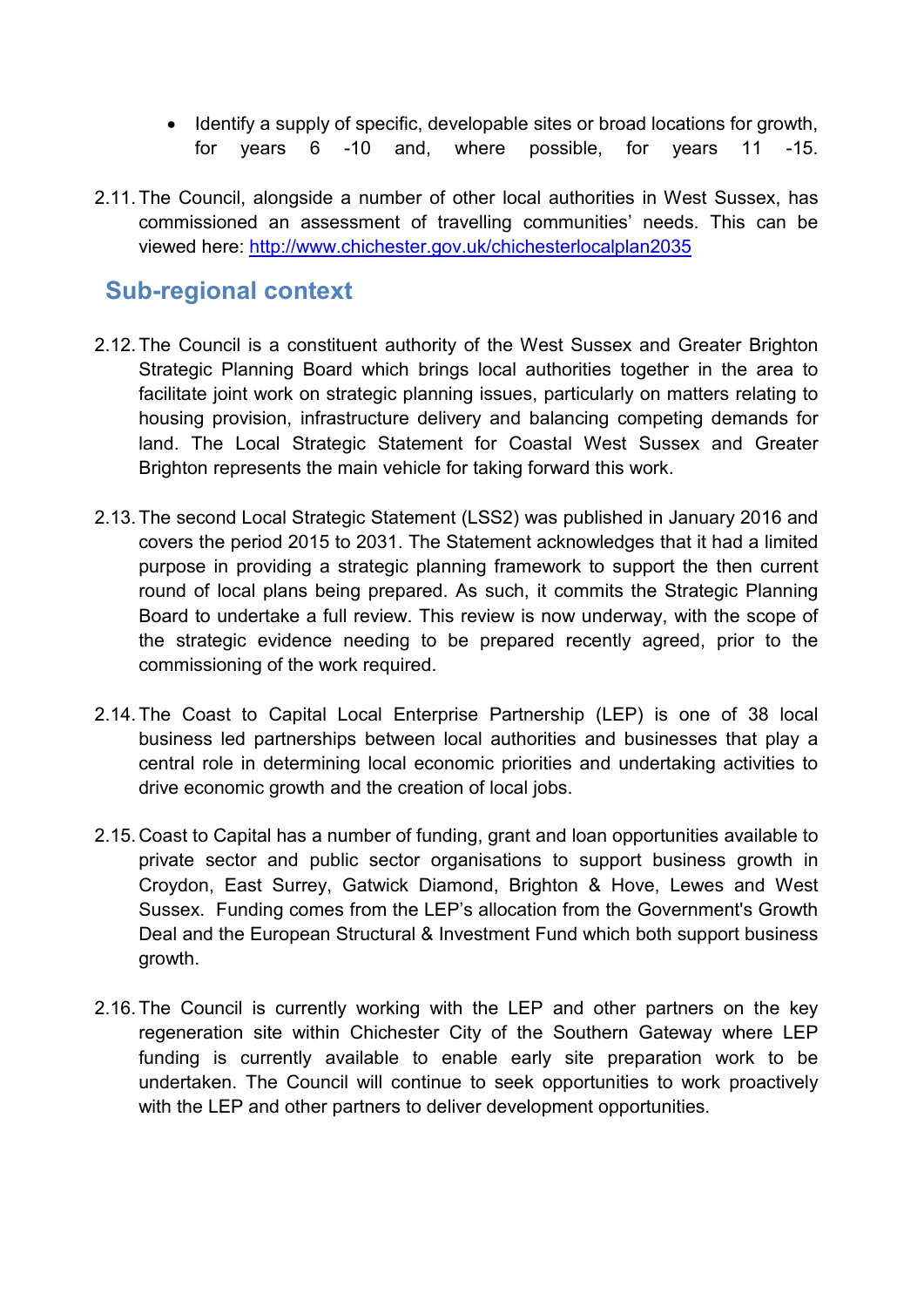- Identify a supply of specific, developable sites or broad locations for growth, for years 6 -10 and, where possible, for years 11 -15.

2.11. The Council, alongside a number of other local authorities in West Sussex, has commissioned an assessment of travelling communities' needs. This can be viewed here: [http://www.chichester.gov.uk/chichesterlocalplan2035](http://www.chichester.gov.uk/chichesterlocalplan2035)

## Sub-regional context

2.12. The Council is a constituent authority of the West Sussex and Greater Brighton Strategic Planning Board which brings local authorities together in the area to facilitate joint work on strategic planning issues, particularly on matters relating to housing provision, infrastructure delivery and balancing competing demands for land. The Local Strategic Statement for Coastal West Sussex and Greater Brighton represents the main vehicle for taking forward this work.

2.13. The second Local Strategic Statement (LSS2) was published in January 2016 and covers the period 2015 to 2031. The Statement acknowledges that it had a limited purpose in providing a strategic planning framework to support the then current round of local plans being prepared. As such, it commits the Strategic Planning Board to undertake a full review. This review is now underway, with the scope of the strategic evidence needing to be prepared recently agreed, prior to the commissioning of the work required.

2.14. The Coast to Capital Local Enterprise Partnership (LEP) is one of 38 local business led partnerships between local authorities and businesses that play a central role in determining local economic priorities and undertaking activities to drive economic growth and the creation of local jobs.

2.15. Coast to Capital has a number of funding, grant and loan opportunities available to private sector and public sector organisations to support business growth in Croydon, East Surrey, Gatwick Diamond, Brighton & Hove, Lewes and West Sussex. Funding comes from the LEP's allocation from the Government's Growth Deal and the European Structural & Investment Fund which both support business growth.

2.16. The Council is currently working with the LEP and other partners on the key regeneration site within Chichester City of the Southern Gateway where LEP funding is currently available to enable early site preparation work to be undertaken. The Council will continue to seek opportunities to work proactively with the LEP and other partners to deliver development opportunities.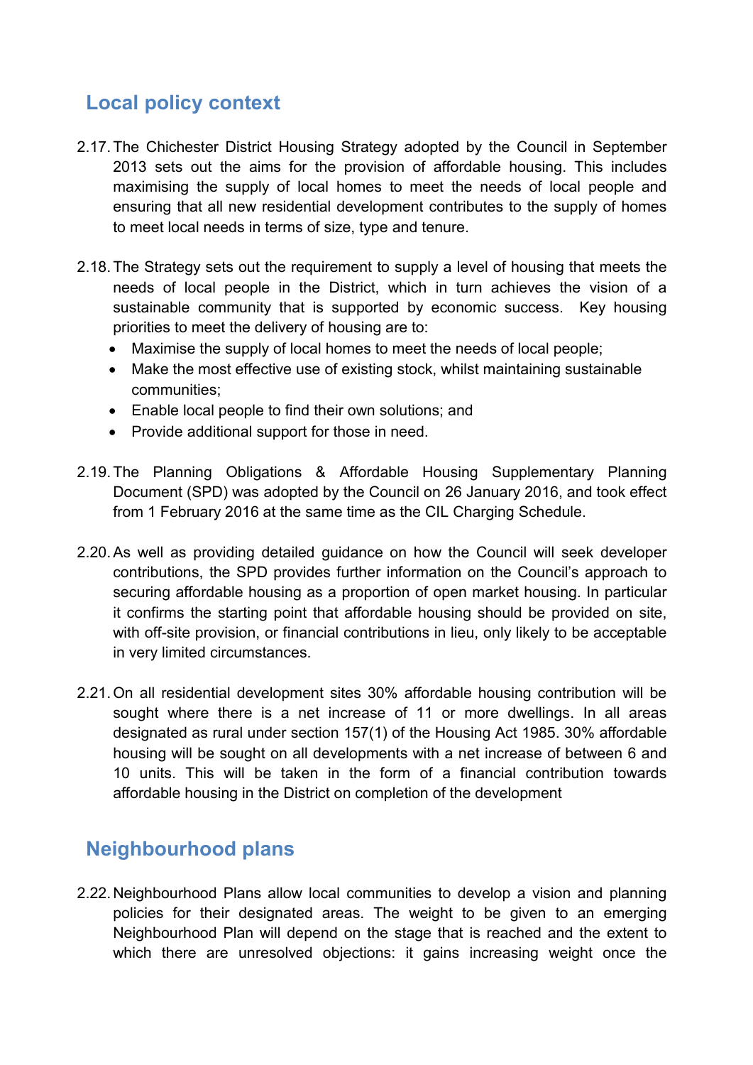## Local policy context

2.17. The Chichester District Housing Strategy adopted by the Council in September 2013 sets out the aims for the provision of affordable housing. This includes maximising the supply of local homes to meet the needs of local people and ensuring that all new residential development contributes to the supply of homes to meet local needs in terms of size, type and tenure.

2.18. The Strategy sets out the requirement to supply a level of housing that meets the needs of local people in the District, which in turn achieves the vision of a sustainable community that is supported by economic success. Key housing priorities to meet the delivery of housing are to:

- Maximise the supply of local homes to meet the needs of local people;
- Make the most effective use of existing stock, whilst maintaining sustainable communities;
- Enable local people to find their own solutions; and
- Provide additional support for those in need.

2.19. The Planning Obligations & Affordable Housing Supplementary Planning Document (SPD) was adopted by the Council on 26 January 2016, and took effect from 1 February 2016 at the same time as the CIL Charging Schedule.

2.20. As well as providing detailed guidance on how the Council will seek developer contributions, the SPD provides further information on the Council's approach to securing affordable housing as a proportion of open market housing. In particular it confirms the starting point that affordable housing should be provided on site, with off-site provision, or financial contributions in lieu, only likely to be acceptable in very limited circumstances.

2.21. On all residential development sites 30% affordable housing contribution will be sought where there is a net increase of 11 or more dwellings. In all areas designated as rural under section 157(1) of the Housing Act 1985. 30% affordable housing will be sought on all developments with a net increase of between 6 and 10 units. This will be taken in the form of a financial contribution towards affordable housing in the District on completion of the development

## Neighbourhood plans

2.22. Neighbourhood Plans allow local communities to develop a vision and planning policies for their designated areas. The weight to be given to an emerging Neighbourhood Plan will depend on the stage that is reached and the extent to which there are unresolved objections: it gains increasing weight once the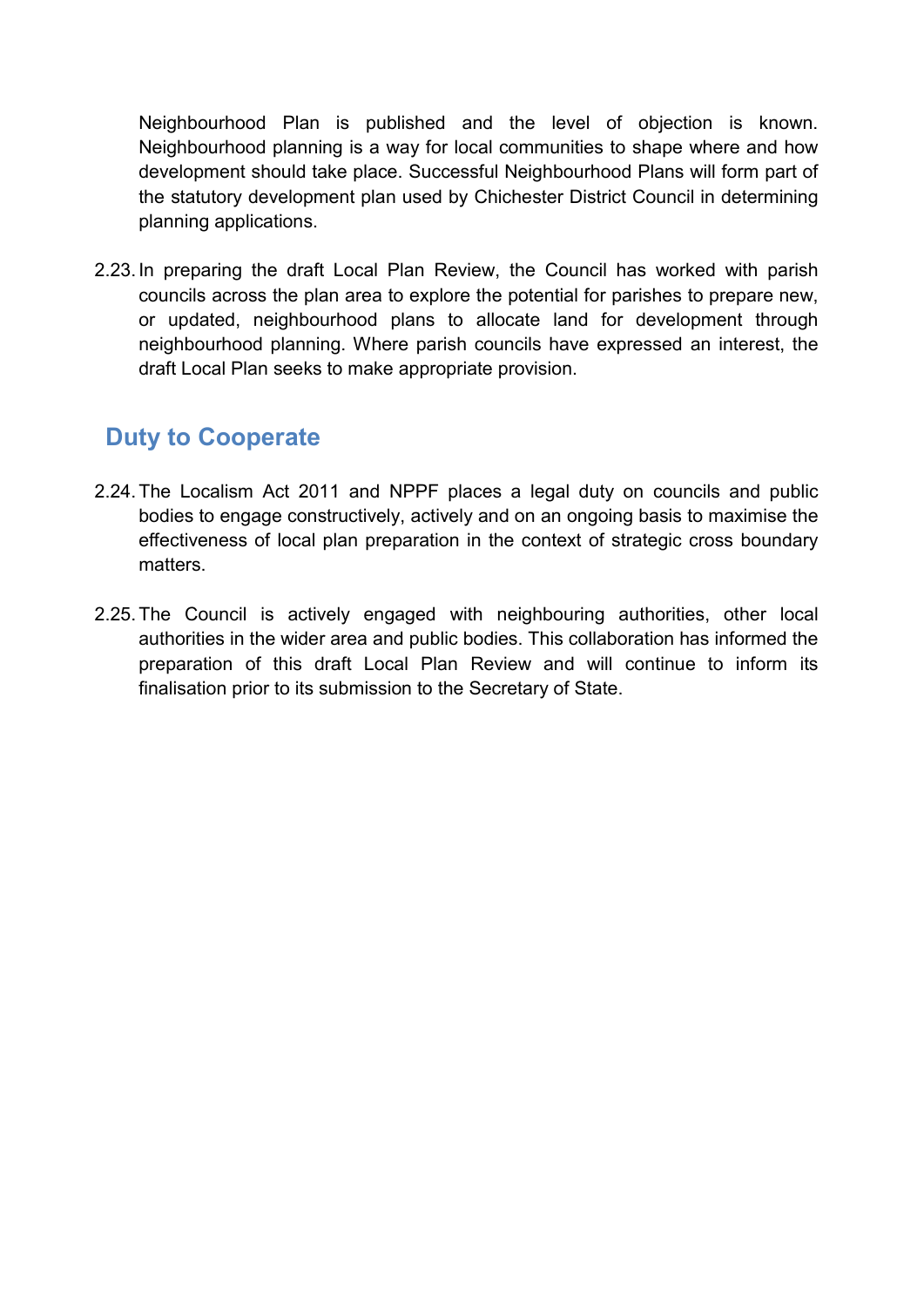Neighbourhood Plan is published and the level of objection is known. Neighbourhood planning is a way for local communities to shape where and how development should take place. Successful Neighbourhood Plans will form part of the statutory development plan used by Chichester District Council in determining planning applications.

2.23. In preparing the draft Local Plan Review, the Council has worked with parish councils across the plan area to explore the potential for parishes to prepare new, or updated, neighbourhood plans to allocate land for development through neighbourhood planning. Where parish councils have expressed an interest, the draft Local Plan seeks to make appropriate provision.

## Duty to Cooperate

2.24. The Localism Act 2011 and NPPF places a legal duty on councils and public bodies to engage constructively, actively and on an ongoing basis to maximise the effectiveness of local plan preparation in the context of strategic cross boundary matters.

2.25. The Council is actively engaged with neighbouring authorities, other local authorities in the wider area and public bodies. This collaboration has informed the preparation of this draft Local Plan Review and will continue to inform its finalisation prior to its submission to the Secretary of State.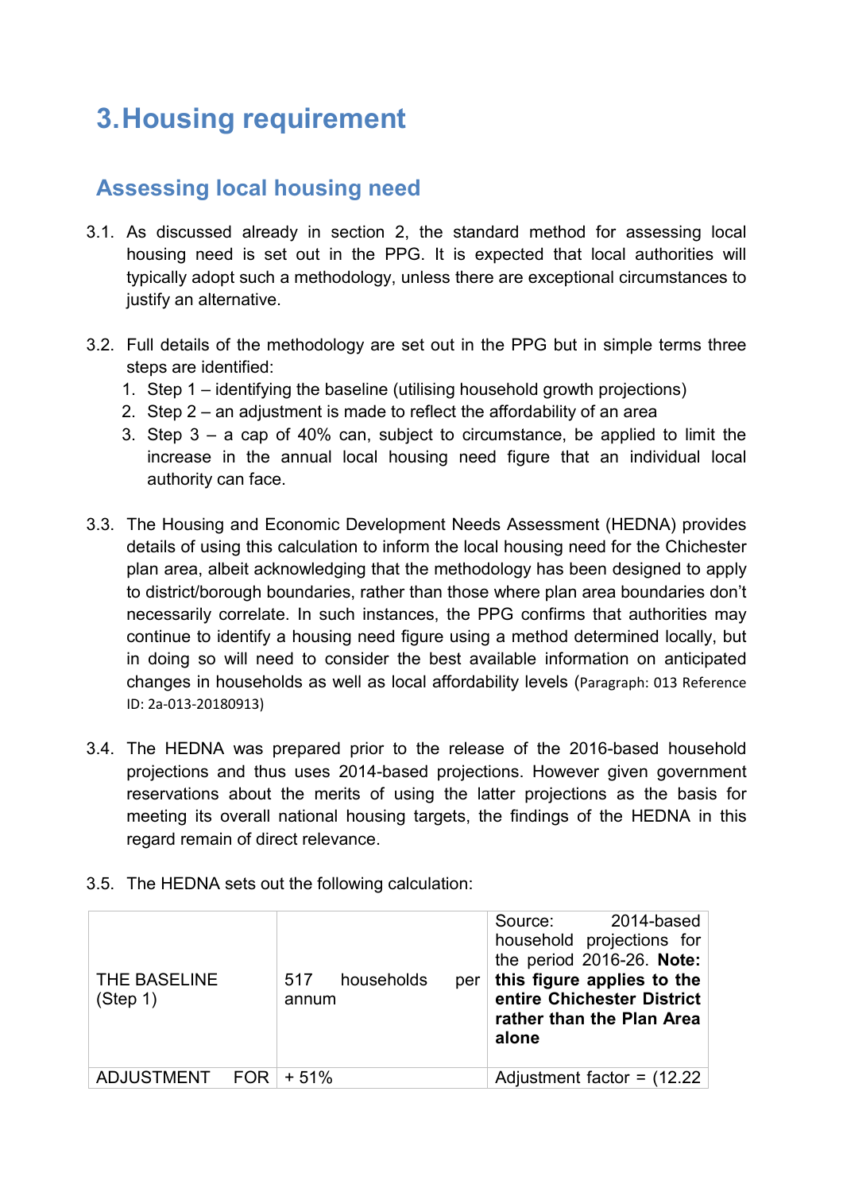# 3. Housing requirement

## Assessing local housing need

3.1. As discussed already in section 2, the standard method for assessing local housing need is set out in the PPG. It is expected that local authorities will typically adopt such a methodology, unless there are exceptional circumstances to justify an alternative.

3.2. Full details of the methodology are set out in the PPG but in simple terms three steps are identified:

1. Step 1 – identifying the baseline (utilising household growth projections)
2. Step 2 – an adjustment is made to reflect the affordability of an area
3. Step 3 – a cap of 40% can, subject to circumstance, be applied to limit the increase in the annual local housing need figure that an individual local authority can face.

3.3. The Housing and Economic Development Needs Assessment (HEDNA) provides details of using this calculation to inform the local housing need for the Chichester plan area, albeit acknowledging that the methodology has been designed to apply to district/borough boundaries, rather than those where plan area boundaries don't necessarily correlate. In such instances, the PPG confirms that authorities may continue to identify a housing need figure using a method determined locally, but in doing so will need to consider the best available information on anticipated changes in households as well as local affordability levels (Paragraph: 013 Reference ID: 2a-013-20180913)

3.4. The HEDNA was prepared prior to the release of the 2016-based household projections and thus uses 2014-based projections. However given government reservations about the merits of using the latter projections as the basis for meeting its overall national housing targets, the findings of the HEDNA in this regard remain of direct relevance.

3.5. The HEDNA sets out the following calculation:

| | | |
|---|---|---|
| THE BASELINE (Step 1) | 517 households per annum | Source: 2014-based household projections for the period 2016-26. **Note: this figure applies to the entire Chichester District rather than the Plan Area alone** |
| ADJUSTMENT FOR | + 51% | Adjustment factor = (12.22 |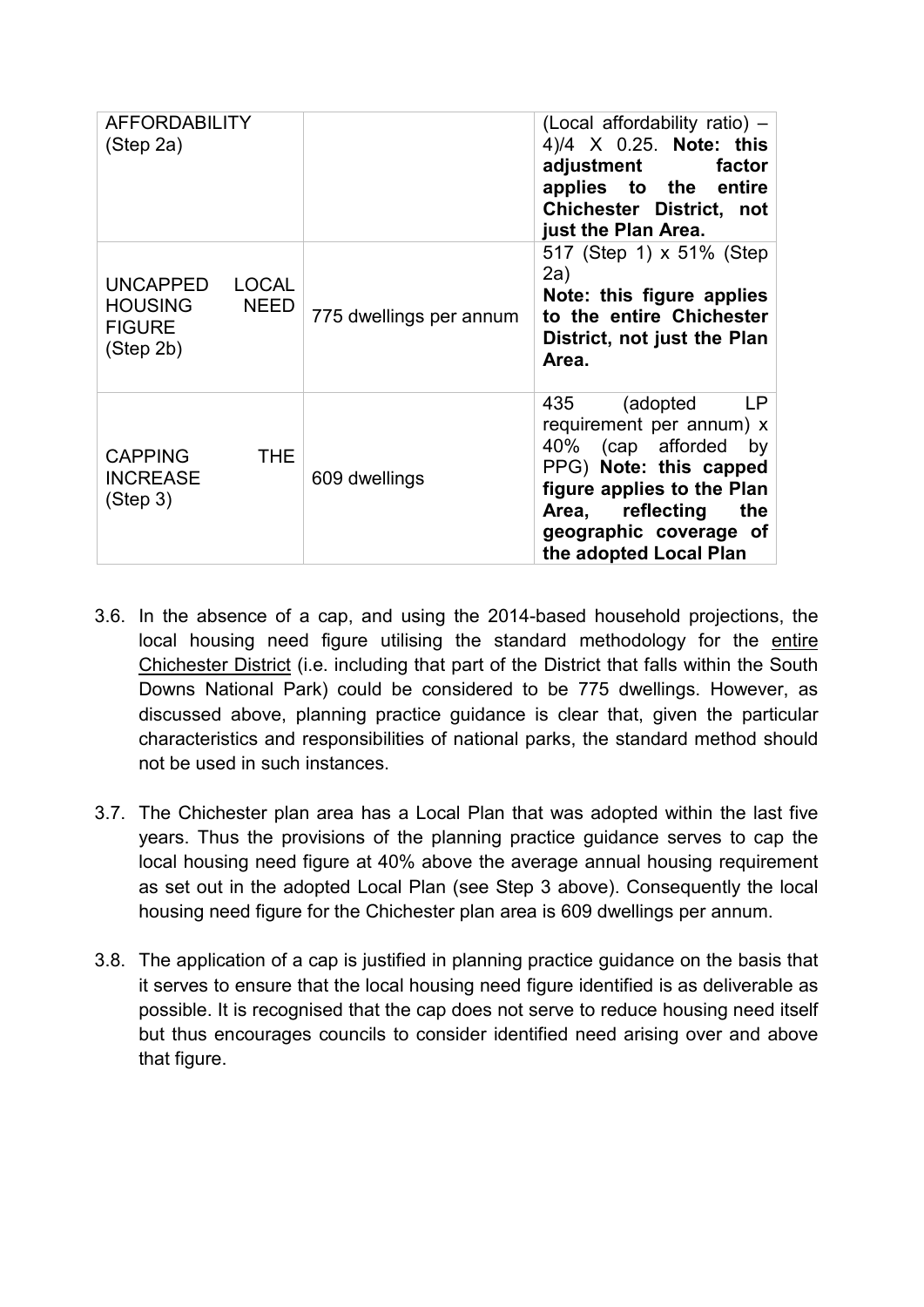| | | |
|---|---|---|
| AFFORDABILITY (Step 2a) | | (Local affordability ratio) – 4)/4 X 0.25. **Note: this adjustment factor applies to the entire Chichester District, not just the Plan Area.** |
| UNCAPPED LOCAL HOUSING NEED FIGURE (Step 2b) | 775 dwellings per annum | 517 (Step 1) x 51% (Step 2a) **Note: this figure applies to the entire Chichester District, not just the Plan Area.** |
| CAPPING THE INCREASE (Step 3) | 609 dwellings | 435 (adopted LP requirement per annum) x 40% (cap afforded by PPG) **Note: this capped figure applies to the Plan Area, reflecting the geographic coverage of the adopted Local Plan** |

3.6. In the absence of a cap, and using the 2014-based household projections, the local housing need figure utilising the standard methodology for the entire Chichester District (i.e. including that part of the District that falls within the South Downs National Park) could be considered to be 775 dwellings. However, as discussed above, planning practice guidance is clear that, given the particular characteristics and responsibilities of national parks, the standard method should not be used in such instances.

3.7. The Chichester plan area has a Local Plan that was adopted within the last five years. Thus the provisions of the planning practice guidance serves to cap the local housing need figure at 40% above the average annual housing requirement as set out in the adopted Local Plan (see Step 3 above). Consequently the local housing need figure for the Chichester plan area is 609 dwellings per annum.

3.8. The application of a cap is justified in planning practice guidance on the basis that it serves to ensure that the local housing need figure identified is as deliverable as possible. It is recognised that the cap does not serve to reduce housing need itself but thus encourages councils to consider identified need arising over and above that figure.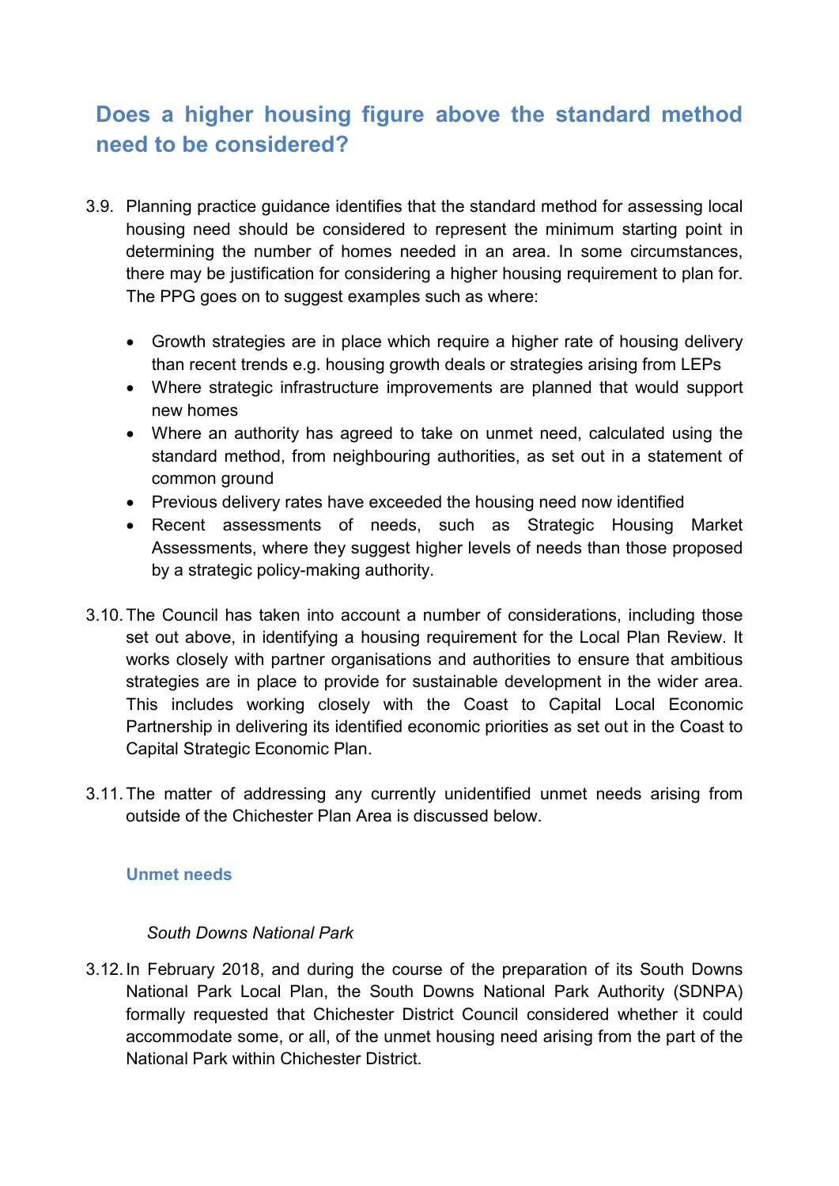## Does a higher housing figure above the standard method need to be considered?

3.9. Planning practice guidance identifies that the standard method for assessing local housing need should be considered to represent the minimum starting point in determining the number of homes needed in an area. In some circumstances, there may be justification for considering a higher housing requirement to plan for. The PPG goes on to suggest examples such as where:

- Growth strategies are in place which require a higher rate of housing delivery than recent trends e.g. housing growth deals or strategies arising from LEPs
- Where strategic infrastructure improvements are planned that would support new homes
- Where an authority has agreed to take on unmet need, calculated using the standard method, from neighbouring authorities, as set out in a statement of common ground
- Previous delivery rates have exceeded the housing need now identified
- Recent assessments of needs, such as Strategic Housing Market Assessments, where they suggest higher levels of needs than those proposed by a strategic policy-making authority.

3.10. The Council has taken into account a number of considerations, including those set out above, in identifying a housing requirement for the Local Plan Review. It works closely with partner organisations and authorities to ensure that ambitious strategies are in place to provide for sustainable development in the wider area. This includes working closely with the Coast to Capital Local Economic Partnership in delivering its identified economic priorities as set out in the Coast to Capital Strategic Economic Plan.

3.11. The matter of addressing any currently unidentified unmet needs arising from outside of the Chichester Plan Area is discussed below.

### Unmet needs

*South Downs National Park*

3.12. In February 2018, and during the course of the preparation of its South Downs National Park Local Plan, the South Downs National Park Authority (SDNPA) formally requested that Chichester District Council considered whether it could accommodate some, or all, of the unmet housing need arising from the part of the National Park within Chichester District.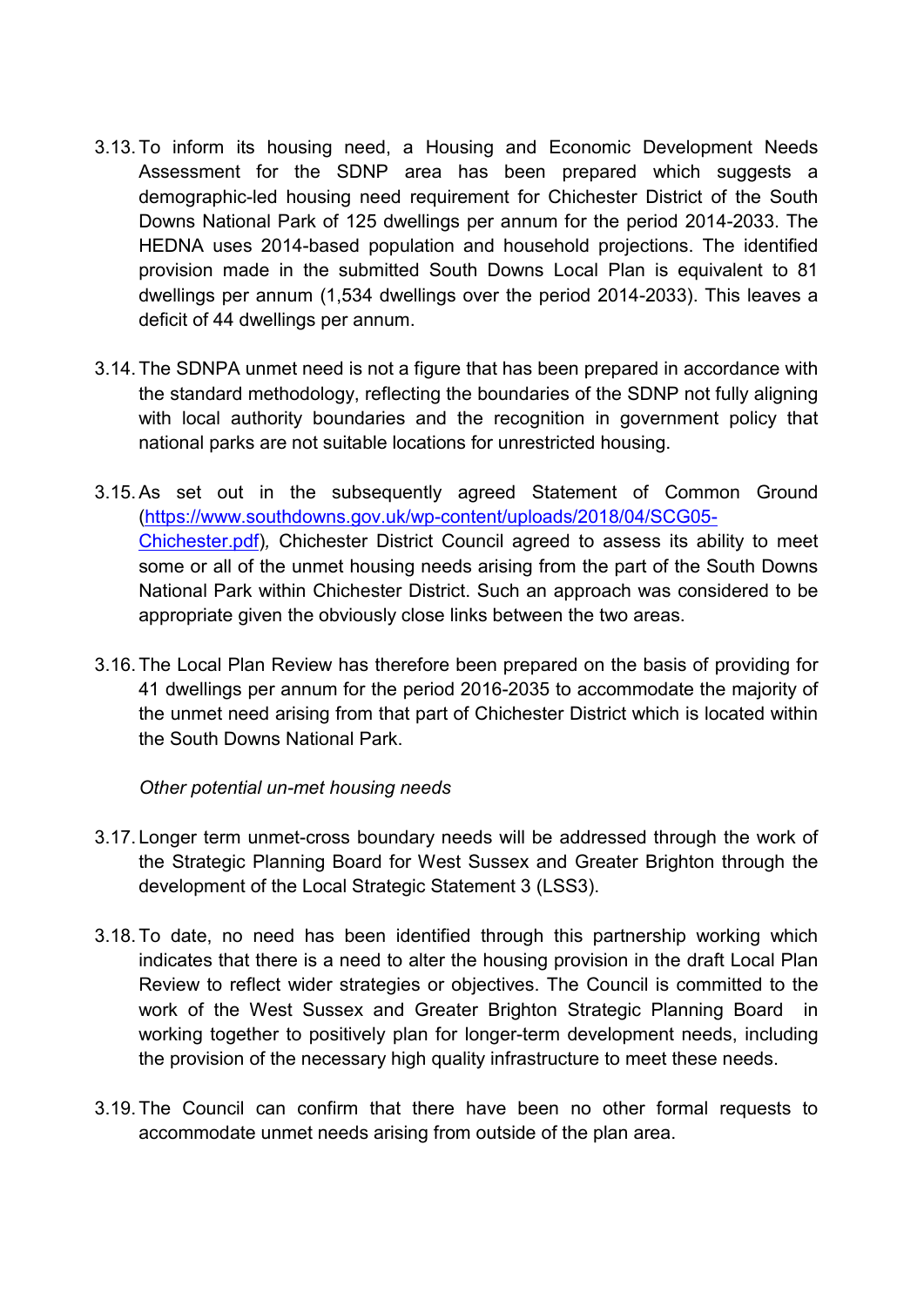3.13. To inform its housing need, a Housing and Economic Development Needs Assessment for the SDNP area has been prepared which suggests a demographic-led housing need requirement for Chichester District of the South Downs National Park of 125 dwellings per annum for the period 2014-2033. The HEDNA uses 2014-based population and household projections. The identified provision made in the submitted South Downs Local Plan is equivalent to 81 dwellings per annum (1,534 dwellings over the period 2014-2033). This leaves a deficit of 44 dwellings per annum.

3.14. The SDNPA unmet need is not a figure that has been prepared in accordance with the standard methodology, reflecting the boundaries of the SDNP not fully aligning with local authority boundaries and the recognition in government policy that national parks are not suitable locations for unrestricted housing.

3.15. As set out in the subsequently agreed Statement of Common Ground (https://www.southdowns.gov.uk/wp-content/uploads/2018/04/SCG05-Chichester.pdf), Chichester District Council agreed to assess its ability to meet some or all of the unmet housing needs arising from the part of the South Downs National Park within Chichester District. Such an approach was considered to be appropriate given the obviously close links between the two areas.

3.16. The Local Plan Review has therefore been prepared on the basis of providing for 41 dwellings per annum for the period 2016-2035 to accommodate the majority of the unmet need arising from that part of Chichester District which is located within the South Downs National Park.

*Other potential un-met housing needs*

3.17. Longer term unmet-cross boundary needs will be addressed through the work of the Strategic Planning Board for West Sussex and Greater Brighton through the development of the Local Strategic Statement 3 (LSS3).

3.18. To date, no need has been identified through this partnership working which indicates that there is a need to alter the housing provision in the draft Local Plan Review to reflect wider strategies or objectives. The Council is committed to the work of the West Sussex and Greater Brighton Strategic Planning Board in working together to positively plan for longer-term development needs, including the provision of the necessary high quality infrastructure to meet these needs.

3.19. The Council can confirm that there have been no other formal requests to accommodate unmet needs arising from outside of the plan area.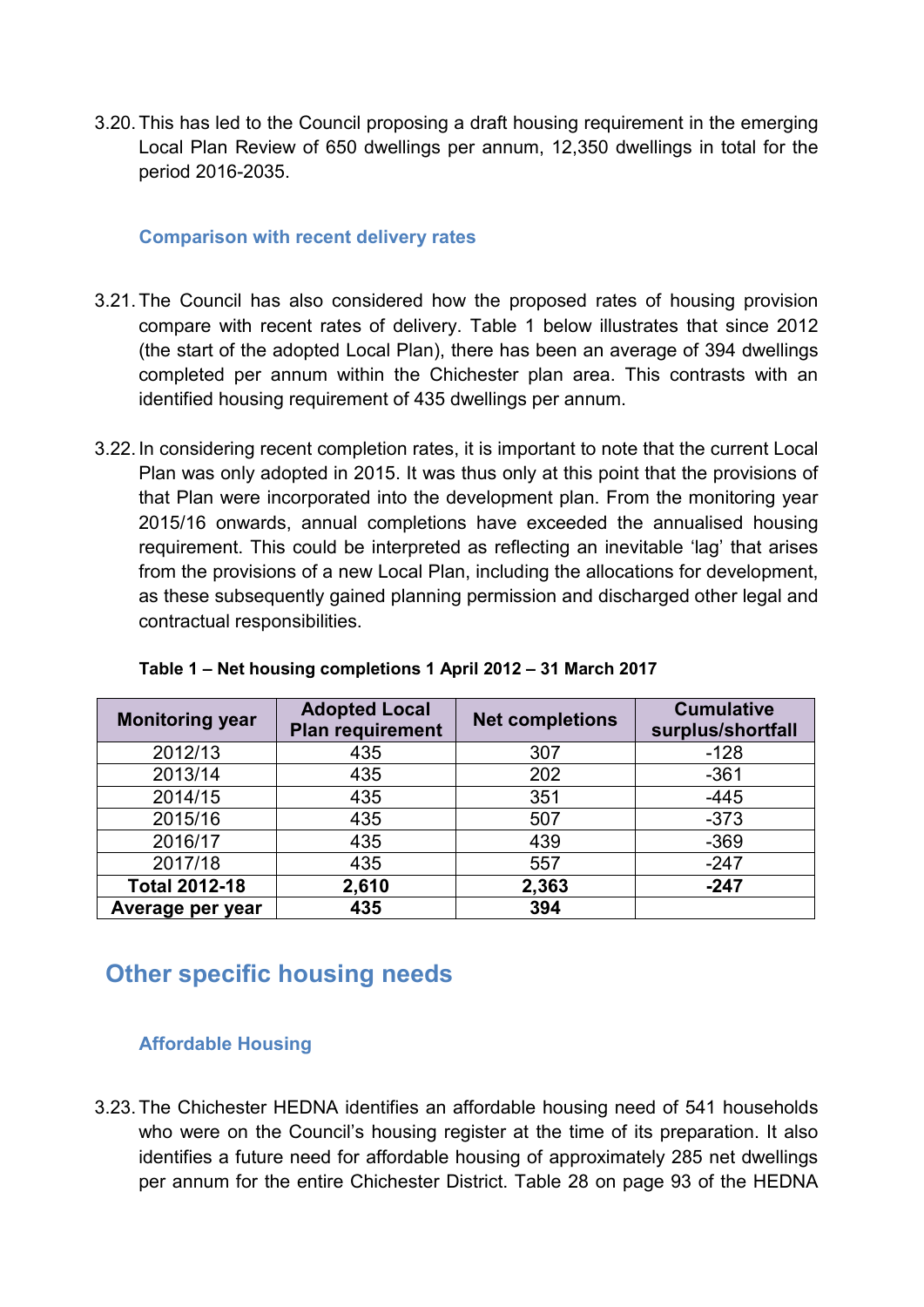3.20. This has led to the Council proposing a draft housing requirement in the emerging Local Plan Review of 650 dwellings per annum, 12,350 dwellings in total for the period 2016-2035.

### Comparison with recent delivery rates

3.21. The Council has also considered how the proposed rates of housing provision compare with recent rates of delivery. Table 1 below illustrates that since 2012 (the start of the adopted Local Plan), there has been an average of 394 dwellings completed per annum within the Chichester plan area. This contrasts with an identified housing requirement of 435 dwellings per annum.

3.22. In considering recent completion rates, it is important to note that the current Local Plan was only adopted in 2015. It was thus only at this point that the provisions of that Plan were incorporated into the development plan. From the monitoring year 2015/16 onwards, annual completions have exceeded the annualised housing requirement. This could be interpreted as reflecting an inevitable 'lag' that arises from the provisions of a new Local Plan, including the allocations for development, as these subsequently gained planning permission and discharged other legal and contractual responsibilities.

**Table 1 – Net housing completions 1 April 2012 – 31 March 2017**

| Monitoring year | Adopted Local Plan requirement | Net completions | Cumulative surplus/shortfall |
|---|---|---|---|
| 2012/13 | 435 | 307 | -128 |
| 2013/14 | 435 | 202 | -361 |
| 2014/15 | 435 | 351 | -445 |
| 2015/16 | 435 | 507 | -373 |
| 2016/17 | 435 | 439 | -369 |
| 2017/18 | 435 | 557 | -247 |
| **Total 2012-18** | **2,610** | **2,363** | **-247** |
| **Average per year** | **435** | **394** | |

## Other specific housing needs

### Affordable Housing

3.23. The Chichester HEDNA identifies an affordable housing need of 541 households who were on the Council's housing register at the time of its preparation. It also identifies a future need for affordable housing of approximately 285 net dwellings per annum for the entire Chichester District. Table 28 on page 93 of the HEDNA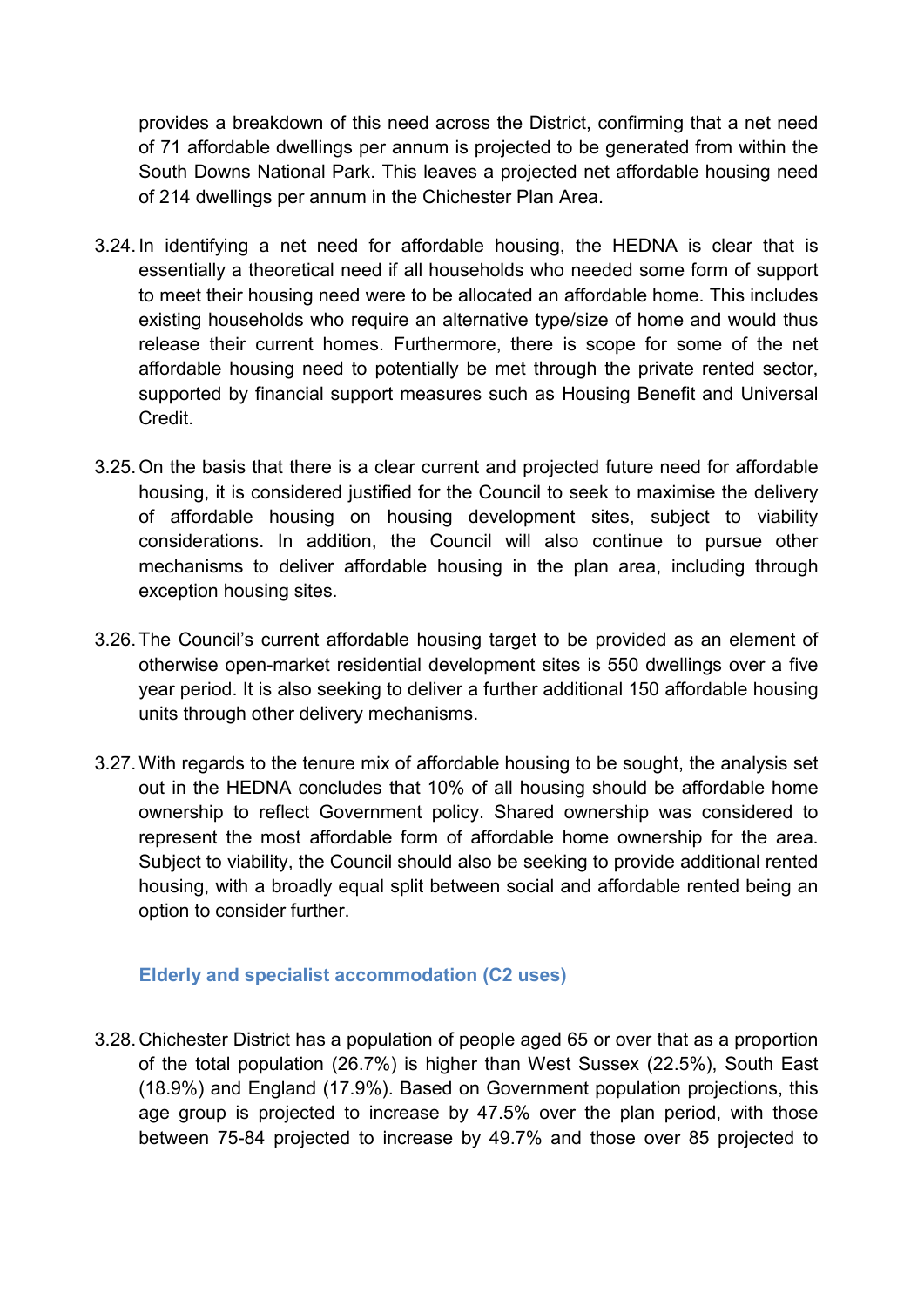provides a breakdown of this need across the District, confirming that a net need of 71 affordable dwellings per annum is projected to be generated from within the South Downs National Park. This leaves a projected net affordable housing need of 214 dwellings per annum in the Chichester Plan Area.

3.24. In identifying a net need for affordable housing, the HEDNA is clear that is essentially a theoretical need if all households who needed some form of support to meet their housing need were to be allocated an affordable home. This includes existing households who require an alternative type/size of home and would thus release their current homes. Furthermore, there is scope for some of the net affordable housing need to potentially be met through the private rented sector, supported by financial support measures such as Housing Benefit and Universal Credit.

3.25. On the basis that there is a clear current and projected future need for affordable housing, it is considered justified for the Council to seek to maximise the delivery of affordable housing on housing development sites, subject to viability considerations. In addition, the Council will also continue to pursue other mechanisms to deliver affordable housing in the plan area, including through exception housing sites.

3.26. The Council's current affordable housing target to be provided as an element of otherwise open-market residential development sites is 550 dwellings over a five year period. It is also seeking to deliver a further additional 150 affordable housing units through other delivery mechanisms.

3.27. With regards to the tenure mix of affordable housing to be sought, the analysis set out in the HEDNA concludes that 10% of all housing should be affordable home ownership to reflect Government policy. Shared ownership was considered to represent the most affordable form of affordable home ownership for the area. Subject to viability, the Council should also be seeking to provide additional rented housing, with a broadly equal split between social and affordable rented being an option to consider further.

### Elderly and specialist accommodation (C2 uses)

3.28. Chichester District has a population of people aged 65 or over that as a proportion of the total population (26.7%) is higher than West Sussex (22.5%), South East (18.9%) and England (17.9%). Based on Government population projections, this age group is projected to increase by 47.5% over the plan period, with those between 75-84 projected to increase by 49.7% and those over 85 projected to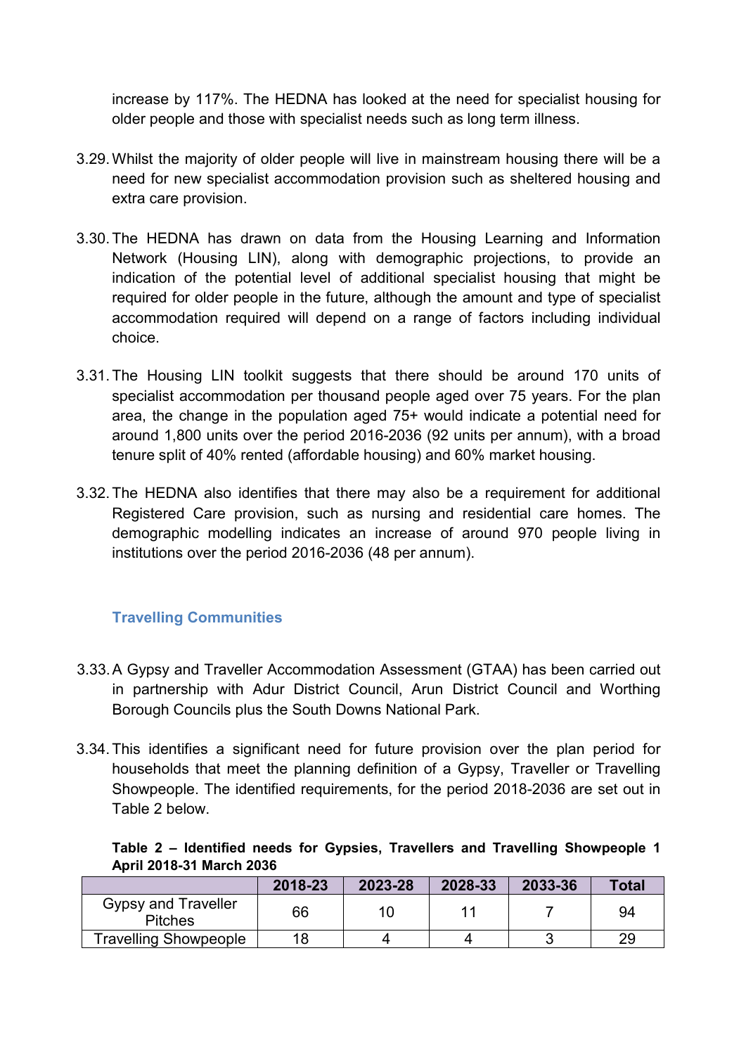increase by 117%. The HEDNA has looked at the need for specialist housing for older people and those with specialist needs such as long term illness.

3.29. Whilst the majority of older people will live in mainstream housing there will be a need for new specialist accommodation provision such as sheltered housing and extra care provision.

3.30. The HEDNA has drawn on data from the Housing Learning and Information Network (Housing LIN), along with demographic projections, to provide an indication of the potential level of additional specialist housing that might be required for older people in the future, although the amount and type of specialist accommodation required will depend on a range of factors including individual choice.

3.31. The Housing LIN toolkit suggests that there should be around 170 units of specialist accommodation per thousand people aged over 75 years. For the plan area, the change in the population aged 75+ would indicate a potential need for around 1,800 units over the period 2016-2036 (92 units per annum), with a broad tenure split of 40% rented (affordable housing) and 60% market housing.

3.32. The HEDNA also identifies that there may also be a requirement for additional Registered Care provision, such as nursing and residential care homes. The demographic modelling indicates an increase of around 970 people living in institutions over the period 2016-2036 (48 per annum).

## Travelling Communities

3.33. A Gypsy and Traveller Accommodation Assessment (GTAA) has been carried out in partnership with Adur District Council, Arun District Council and Worthing Borough Councils plus the South Downs National Park.

3.34. This identifies a significant need for future provision over the plan period for households that meet the planning definition of a Gypsy, Traveller or Travelling Showpeople. The identified requirements, for the period 2018-2036 are set out in Table 2 below.

**Table 2 – Identified needs for Gypsies, Travellers and Travelling Showpeople 1 April 2018-31 March 2036**

| | 2018-23 | 2023-28 | 2028-33 | 2033-36 | Total |
|---|---|---|---|---|---|
| Gypsy and Traveller Pitches | 66 | 10 | 11 | 7 | 94 |
| Travelling Showpeople | 18 | 4 | 4 | 3 | 29 |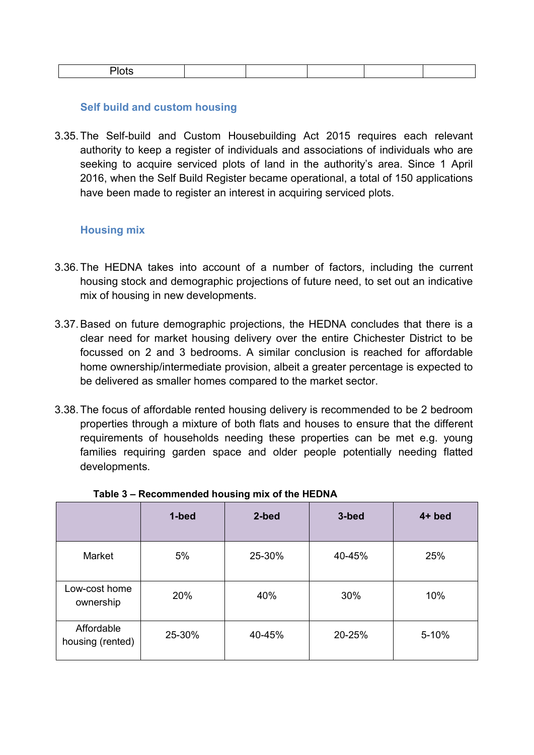| Plots | | | | | |
|---|---|---|---|---|---|

### Self build and custom housing

3.35. The Self-build and Custom Housebuilding Act 2015 requires each relevant authority to keep a register of individuals and associations of individuals who are seeking to acquire serviced plots of land in the authority's area. Since 1 April 2016, when the Self Build Register became operational, a total of 150 applications have been made to register an interest in acquiring serviced plots.

### Housing mix

3.36. The HEDNA takes into account of a number of factors, including the current housing stock and demographic projections of future need, to set out an indicative mix of housing in new developments.

3.37. Based on future demographic projections, the HEDNA concludes that there is a clear need for market housing delivery over the entire Chichester District to be focussed on 2 and 3 bedrooms. A similar conclusion is reached for affordable home ownership/intermediate provision, albeit a greater percentage is expected to be delivered as smaller homes compared to the market sector.

3.38. The focus of affordable rented housing delivery is recommended to be 2 bedroom properties through a mixture of both flats and houses to ensure that the different requirements of households needing these properties can be met e.g. young families requiring garden space and older people potentially needing flatted developments.

**Table 3 – Recommended housing mix of the HEDNA**

| | 1-bed | 2-bed | 3-bed | 4+ bed |
|---|---|---|---|---|
| Market | 5% | 25-30% | 40-45% | 25% |
| Low-cost home ownership | 20% | 40% | 30% | 10% |
| Affordable housing (rented) | 25-30% | 40-45% | 20-25% | 5-10% |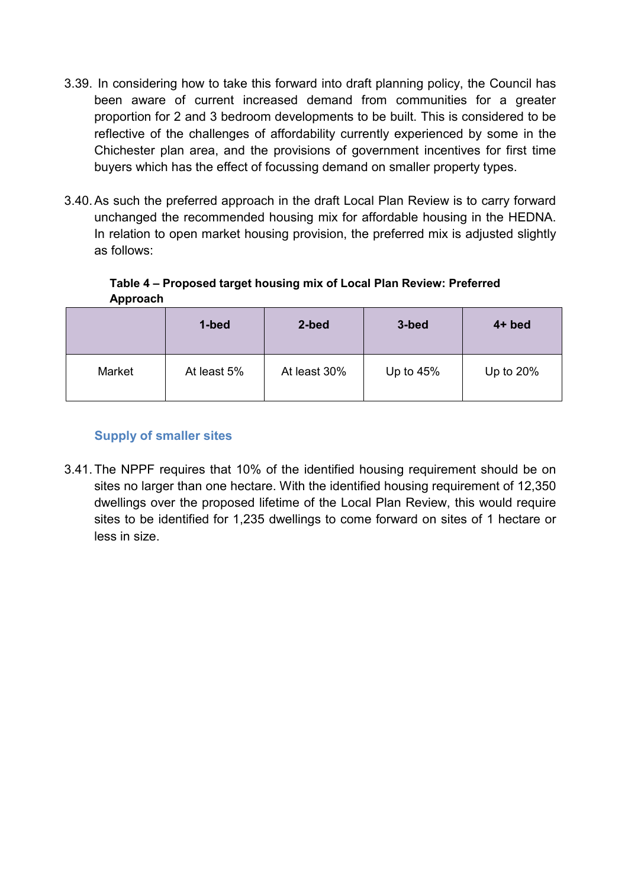3.39. In considering how to take this forward into draft planning policy, the Council has been aware of current increased demand from communities for a greater proportion for 2 and 3 bedroom developments to be built. This is considered to be reflective of the challenges of affordability currently experienced by some in the Chichester plan area, and the provisions of government incentives for first time buyers which has the effect of focussing demand on smaller property types.

3.40. As such the preferred approach in the draft Local Plan Review is to carry forward unchanged the recommended housing mix for affordable housing in the HEDNA. In relation to open market housing provision, the preferred mix is adjusted slightly as follows:

**Table 4 – Proposed target housing mix of Local Plan Review: Preferred Approach**

| | 1-bed | 2-bed | 3-bed | 4+ bed |
|---|---|---|---|---|
| Market | At least 5% | At least 30% | Up to 45% | Up to 20% |

### Supply of smaller sites

3.41. The NPPF requires that 10% of the identified housing requirement should be on sites no larger than one hectare. With the identified housing requirement of 12,350 dwellings over the proposed lifetime of the Local Plan Review, this would require sites to be identified for 1,235 dwellings to come forward on sites of 1 hectare or less in size.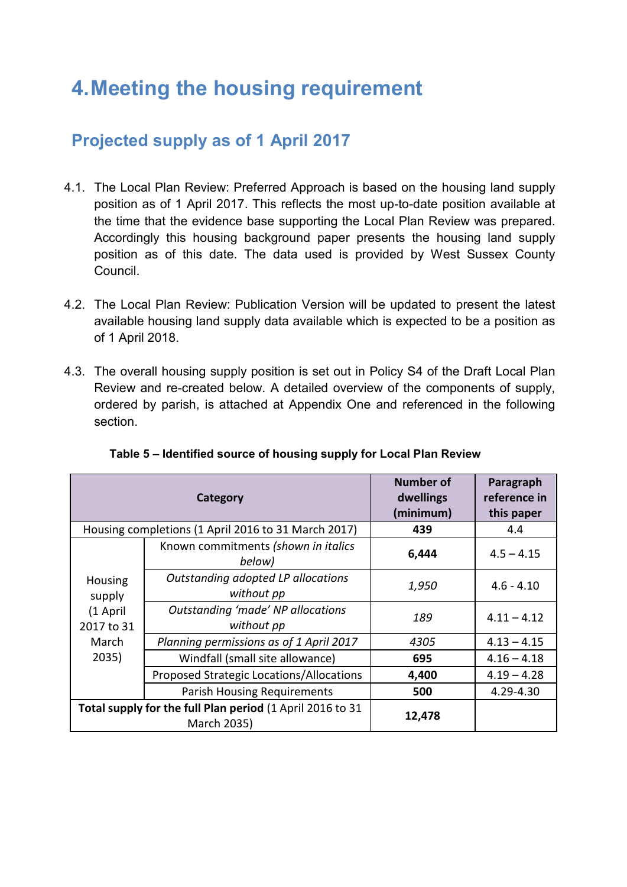# 4. Meeting the housing requirement

## Projected supply as of 1 April 2017

4.1. The Local Plan Review: Preferred Approach is based on the housing land supply position as of 1 April 2017. This reflects the most up-to-date position available at the time that the evidence base supporting the Local Plan Review was prepared. Accordingly this housing background paper presents the housing land supply position as of this date. The data used is provided by West Sussex County Council.

4.2. The Local Plan Review: Publication Version will be updated to present the latest available housing land supply data available which is expected to be a position as of 1 April 2018.

4.3. The overall housing supply position is set out in Policy S4 of the Draft Local Plan Review and re-created below. A detailed overview of the components of supply, ordered by parish, is attached at Appendix One and referenced in the following section.

**Table 5 – Identified source of housing supply for Local Plan Review**

| Category | | Number of dwellings (minimum) | Paragraph reference in this paper |
|---|---|---|---|
| Housing completions (1 April 2016 to 31 March 2017) | | **439** | 4.4 |
| Housing supply (1 April 2017 to 31 March 2035) | Known commitments *(shown in italics below)* | **6,444** | 4.5 – 4.15 |
| | *Outstanding adopted LP allocations without pp* | *1,950* | 4.6 - 4.10 |
| | *Outstanding 'made' NP allocations without pp* | *189* | 4.11 – 4.12 |
| | *Planning permissions as of 1 April 2017* | *4305* | 4.13 – 4.15 |
| | Windfall (small site allowance) | **695** | 4.16 – 4.18 |
| | Proposed Strategic Locations/Allocations | **4,400** | 4.19 – 4.28 |
| | Parish Housing Requirements | **500** | 4.29-4.30 |
| **Total supply for the full Plan period** (1 April 2016 to 31 March 2035) | | **12,478** | |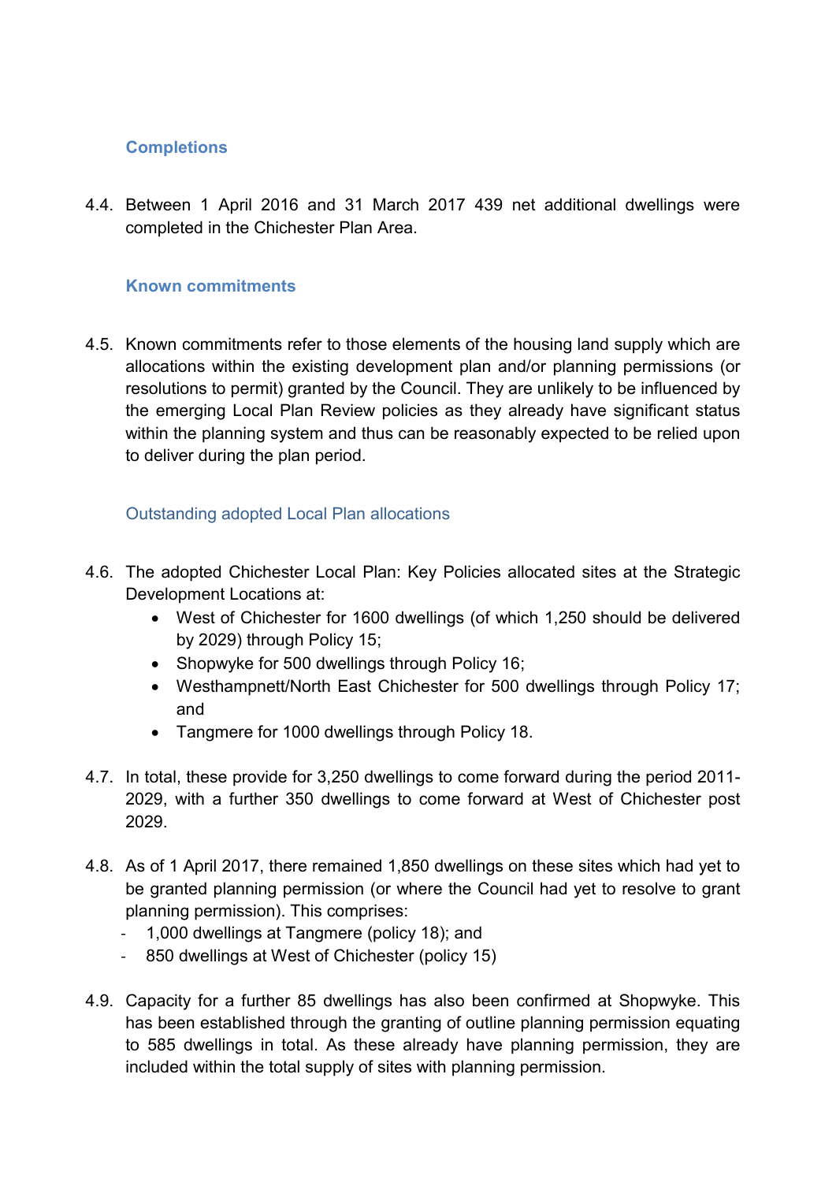### Completions

4.4. Between 1 April 2016 and 31 March 2017 439 net additional dwellings were completed in the Chichester Plan Area.

### Known commitments

4.5. Known commitments refer to those elements of the housing land supply which are allocations within the existing development plan and/or planning permissions (or resolutions to permit) granted by the Council. They are unlikely to be influenced by the emerging Local Plan Review policies as they already have significant status within the planning system and thus can be reasonably expected to be relied upon to deliver during the plan period.

#### Outstanding adopted Local Plan allocations

4.6. The adopted Chichester Local Plan: Key Policies allocated sites at the Strategic Development Locations at:

- West of Chichester for 1600 dwellings (of which 1,250 should be delivered by 2029) through Policy 15;
- Shopwyke for 500 dwellings through Policy 16;
- Westhampnett/North East Chichester for 500 dwellings through Policy 17; and
- Tangmere for 1000 dwellings through Policy 18.

4.7. In total, these provide for 3,250 dwellings to come forward during the period 2011-2029, with a further 350 dwellings to come forward at West of Chichester post 2029.

4.8. As of 1 April 2017, there remained 1,850 dwellings on these sites which had yet to be granted planning permission (or where the Council had yet to resolve to grant planning permission). This comprises:

- 1,000 dwellings at Tangmere (policy 18); and
- 850 dwellings at West of Chichester (policy 15)

4.9. Capacity for a further 85 dwellings has also been confirmed at Shopwyke. This has been established through the granting of outline planning permission equating to 585 dwellings in total. As these already have planning permission, they are included within the total supply of sites with planning permission.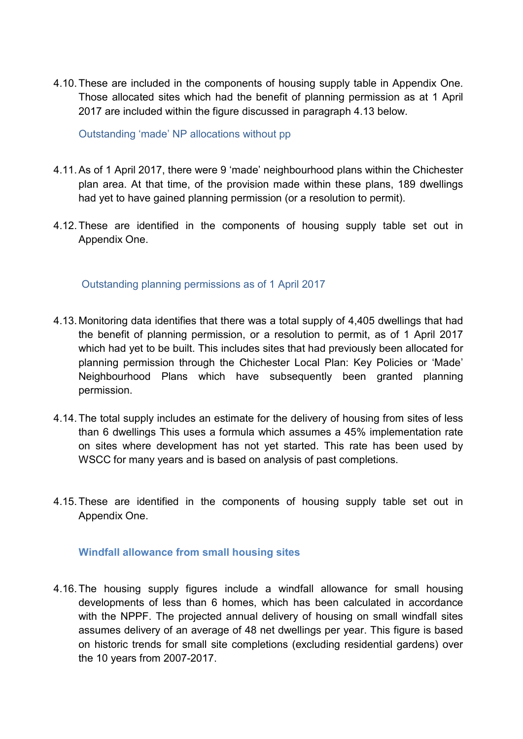4.10. These are included in the components of housing supply table in Appendix One. Those allocated sites which had the benefit of planning permission as at 1 April 2017 are included within the figure discussed in paragraph 4.13 below.

### Outstanding 'made' NP allocations without pp

4.11. As of 1 April 2017, there were 9 'made' neighbourhood plans within the Chichester plan area. At that time, of the provision made within these plans, 189 dwellings had yet to have gained planning permission (or a resolution to permit).

4.12. These are identified in the components of housing supply table set out in Appendix One.

### Outstanding planning permissions as of 1 April 2017

4.13. Monitoring data identifies that there was a total supply of 4,405 dwellings that had the benefit of planning permission, or a resolution to permit, as of 1 April 2017 which had yet to be built. This includes sites that had previously been allocated for planning permission through the Chichester Local Plan: Key Policies or 'Made' Neighbourhood Plans which have subsequently been granted planning permission.

4.14. The total supply includes an estimate for the delivery of housing from sites of less than 6 dwellings This uses a formula which assumes a 45% implementation rate on sites where development has not yet started. This rate has been used by WSCC for many years and is based on analysis of past completions.

4.15. These are identified in the components of housing supply table set out in Appendix One.

### **Windfall allowance from small housing sites**

4.16. The housing supply figures include a windfall allowance for small housing developments of less than 6 homes, which has been calculated in accordance with the NPPF. The projected annual delivery of housing on small windfall sites assumes delivery of an average of 48 net dwellings per year. This figure is based on historic trends for small site completions (excluding residential gardens) over the 10 years from 2007-2017.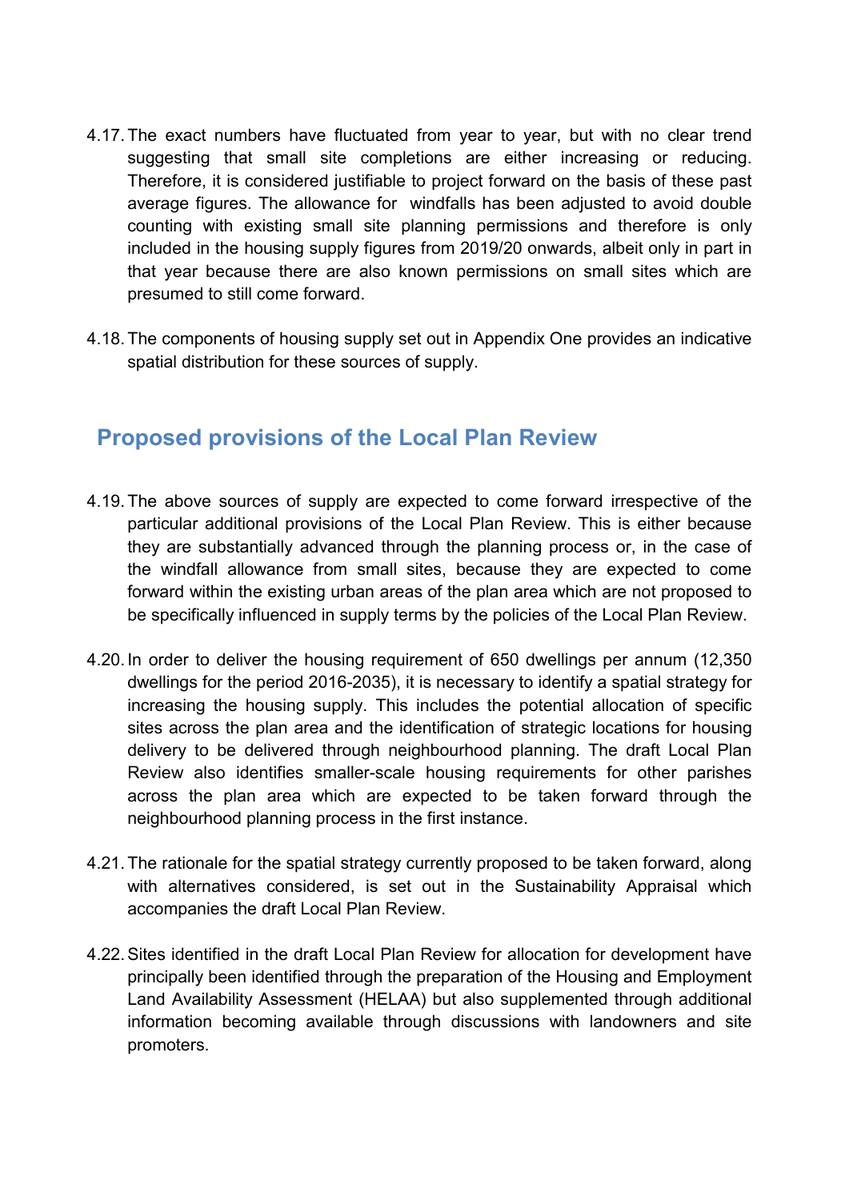4.17. The exact numbers have fluctuated from year to year, but with no clear trend suggesting that small site completions are either increasing or reducing. Therefore, it is considered justifiable to project forward on the basis of these past average figures. The allowance for windfalls has been adjusted to avoid double counting with existing small site planning permissions and therefore is only included in the housing supply figures from 2019/20 onwards, albeit only in part in that year because there are also known permissions on small sites which are presumed to still come forward.

4.18. The components of housing supply set out in Appendix One provides an indicative spatial distribution for these sources of supply.

## Proposed provisions of the Local Plan Review

4.19. The above sources of supply are expected to come forward irrespective of the particular additional provisions of the Local Plan Review. This is either because they are substantially advanced through the planning process or, in the case of the windfall allowance from small sites, because they are expected to come forward within the existing urban areas of the plan area which are not proposed to be specifically influenced in supply terms by the policies of the Local Plan Review.

4.20. In order to deliver the housing requirement of 650 dwellings per annum (12,350 dwellings for the period 2016-2035), it is necessary to identify a spatial strategy for increasing the housing supply. This includes the potential allocation of specific sites across the plan area and the identification of strategic locations for housing delivery to be delivered through neighbourhood planning. The draft Local Plan Review also identifies smaller-scale housing requirements for other parishes across the plan area which are expected to be taken forward through the neighbourhood planning process in the first instance.

4.21. The rationale for the spatial strategy currently proposed to be taken forward, along with alternatives considered, is set out in the Sustainability Appraisal which accompanies the draft Local Plan Review.

4.22. Sites identified in the draft Local Plan Review for allocation for development have principally been identified through the preparation of the Housing and Employment Land Availability Assessment (HELAA) but also supplemented through additional information becoming available through discussions with landowners and site promoters.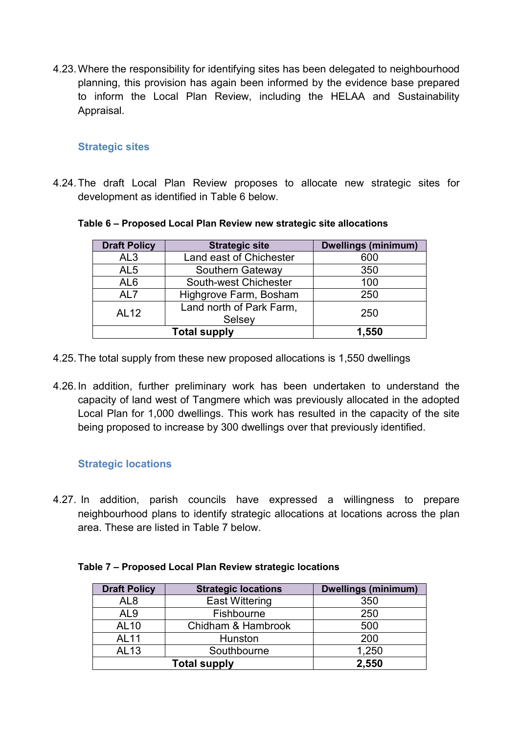4.23. Where the responsibility for identifying sites has been delegated to neighbourhood planning, this provision has again been informed by the evidence base prepared to inform the Local Plan Review, including the HELAA and Sustainability Appraisal.

### Strategic sites

4.24. The draft Local Plan Review proposes to allocate new strategic sites for development as identified in Table 6 below.

**Table 6 – Proposed Local Plan Review new strategic site allocations**

| Draft Policy | Strategic site | Dwellings (minimum) |
|---|---|---|
| AL3 | Land east of Chichester | 600 |
| AL5 | Southern Gateway | 350 |
| AL6 | South-west Chichester | 100 |
| AL7 | Highgrove Farm, Bosham | 250 |
| AL12 | Land north of Park Farm, Selsey | 250 |
| **Total supply** | | **1,550** |

4.25. The total supply from these new proposed allocations is 1,550 dwellings

4.26. In addition, further preliminary work has been undertaken to understand the capacity of land west of Tangmere which was previously allocated in the adopted Local Plan for 1,000 dwellings. This work has resulted in the capacity of the site being proposed to increase by 300 dwellings over that previously identified.

### Strategic locations

4.27. In addition, parish councils have expressed a willingness to prepare neighbourhood plans to identify strategic allocations at locations across the plan area. These are listed in Table 7 below.

**Table 7 – Proposed Local Plan Review strategic locations**

| Draft Policy | Strategic locations | Dwellings (minimum) |
|---|---|---|
| AL8 | East Wittering | 350 |
| AL9 | Fishbourne | 250 |
| AL10 | Chidham & Hambrook | 500 |
| AL11 | Hunston | 200 |
| AL13 | Southbourne | 1,250 |
| **Total supply** | | **2,550** |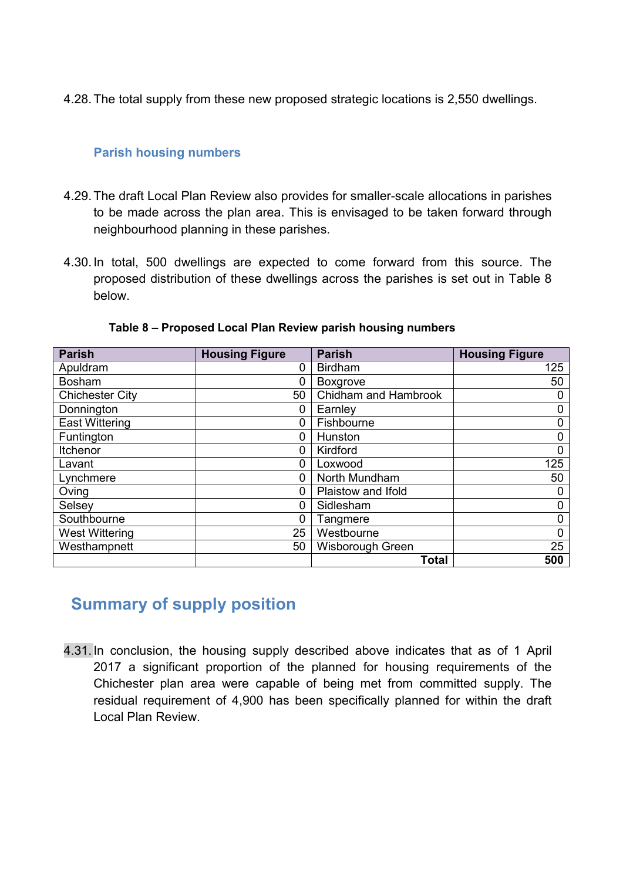4.28. The total supply from these new proposed strategic locations is 2,550 dwellings.

### Parish housing numbers

4.29. The draft Local Plan Review also provides for smaller-scale allocations in parishes to be made across the plan area. This is envisaged to be taken forward through neighbourhood planning in these parishes.

4.30. In total, 500 dwellings are expected to come forward from this source. The proposed distribution of these dwellings across the parishes is set out in Table 8 below.

**Table 8 – Proposed Local Plan Review parish housing numbers**

| Parish | Housing Figure | Parish | Housing Figure |
|---|---|---|---|
| Apuldram | 0 | Birdham | 125 |
| Bosham | 0 | Boxgrove | 50 |
| Chichester City | 50 | Chidham and Hambrook | 0 |
| Donnington | 0 | Earnley | 0 |
| East Wittering | 0 | Fishbourne | 0 |
| Funtington | 0 | Hunston | 0 |
| Itchenor | 0 | Kirdford | 0 |
| Lavant | 0 | Loxwood | 125 |
| Lynchmere | 0 | North Mundham | 50 |
| Oving | 0 | Plaistow and Ifold | 0 |
| Selsey | 0 | Sidlesham | 0 |
| Southbourne | 0 | Tangmere | 0 |
| West Wittering | 25 | Westbourne | 0 |
| Westhampnett | 50 | Wisborough Green | 25 |
| | | **Total** | **500** |

## Summary of supply position

4.31. In conclusion, the housing supply described above indicates that as of 1 April 2017 a significant proportion of the planned for housing requirements of the Chichester plan area were capable of being met from committed supply. The residual requirement of 4,900 has been specifically planned for within the draft Local Plan Review.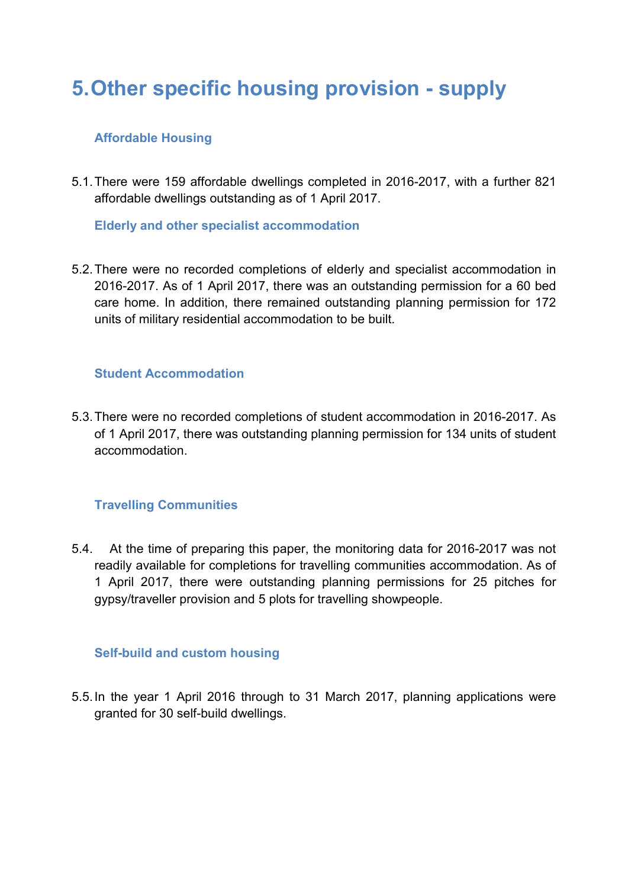# 5. Other specific housing provision - supply

### Affordable Housing

5.1. There were 159 affordable dwellings completed in 2016-2017, with a further 821 affordable dwellings outstanding as of 1 April 2017.

### Elderly and other specialist accommodation

5.2. There were no recorded completions of elderly and specialist accommodation in 2016-2017. As of 1 April 2017, there was an outstanding permission for a 60 bed care home. In addition, there remained outstanding planning permission for 172 units of military residential accommodation to be built.

### Student Accommodation

5.3. There were no recorded completions of student accommodation in 2016-2017. As of 1 April 2017, there was outstanding planning permission for 134 units of student accommodation.

### Travelling Communities

5.4. At the time of preparing this paper, the monitoring data for 2016-2017 was not readily available for completions for travelling communities accommodation. As of 1 April 2017, there were outstanding planning permissions for 25 pitches for gypsy/traveller provision and 5 plots for travelling showpeople.

### Self-build and custom housing

5.5. In the year 1 April 2016 through to 31 March 2017, planning applications were granted for 30 self-build dwellings.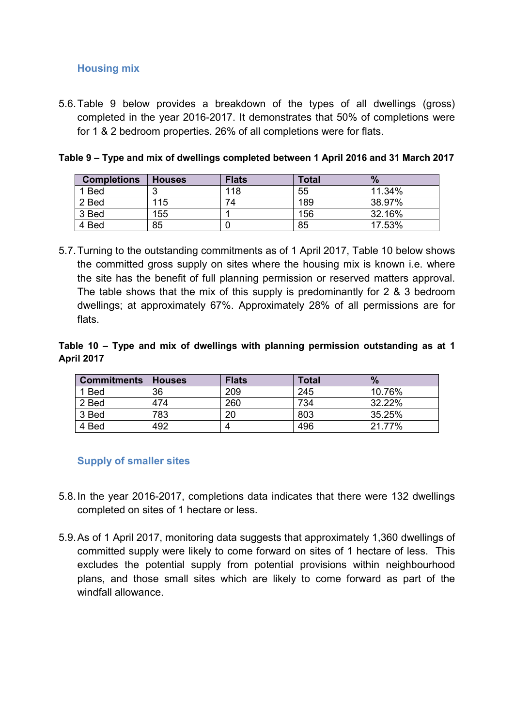### Housing mix

5.6. Table 9 below provides a breakdown of the types of all dwellings (gross) completed in the year 2016-2017. It demonstrates that 50% of completions were for 1 & 2 bedroom properties. 26% of all completions were for flats.

**Table 9 – Type and mix of dwellings completed between 1 April 2016 and 31 March 2017**

| Completions | Houses | Flats | Total | % |
|---|---|---|---|---|
| 1 Bed | 3 | 118 | 55 | 11.34% |
| 2 Bed | 115 | 74 | 189 | 38.97% |
| 3 Bed | 155 | 1 | 156 | 32.16% |
| 4 Bed | 85 | 0 | 85 | 17.53% |

5.7. Turning to the outstanding commitments as of 1 April 2017, Table 10 below shows the committed gross supply on sites where the housing mix is known i.e. where the site has the benefit of full planning permission or reserved matters approval. The table shows that the mix of this supply is predominantly for 2 & 3 bedroom dwellings; at approximately 67%. Approximately 28% of all permissions are for flats.

**Table 10 – Type and mix of dwellings with planning permission outstanding as at 1 April 2017**

| Commitments | Houses | Flats | Total | % |
|---|---|---|---|---|
| 1 Bed | 36 | 209 | 245 | 10.76% |
| 2 Bed | 474 | 260 | 734 | 32.22% |
| 3 Bed | 783 | 20 | 803 | 35.25% |
| 4 Bed | 492 | 4 | 496 | 21.77% |

### Supply of smaller sites

5.8. In the year 2016-2017, completions data indicates that there were 132 dwellings completed on sites of 1 hectare or less.

5.9. As of 1 April 2017, monitoring data suggests that approximately 1,360 dwellings of committed supply were likely to come forward on sites of 1 hectare of less. This excludes the potential supply from potential provisions within neighbourhood plans, and those small sites which are likely to come forward as part of the windfall allowance.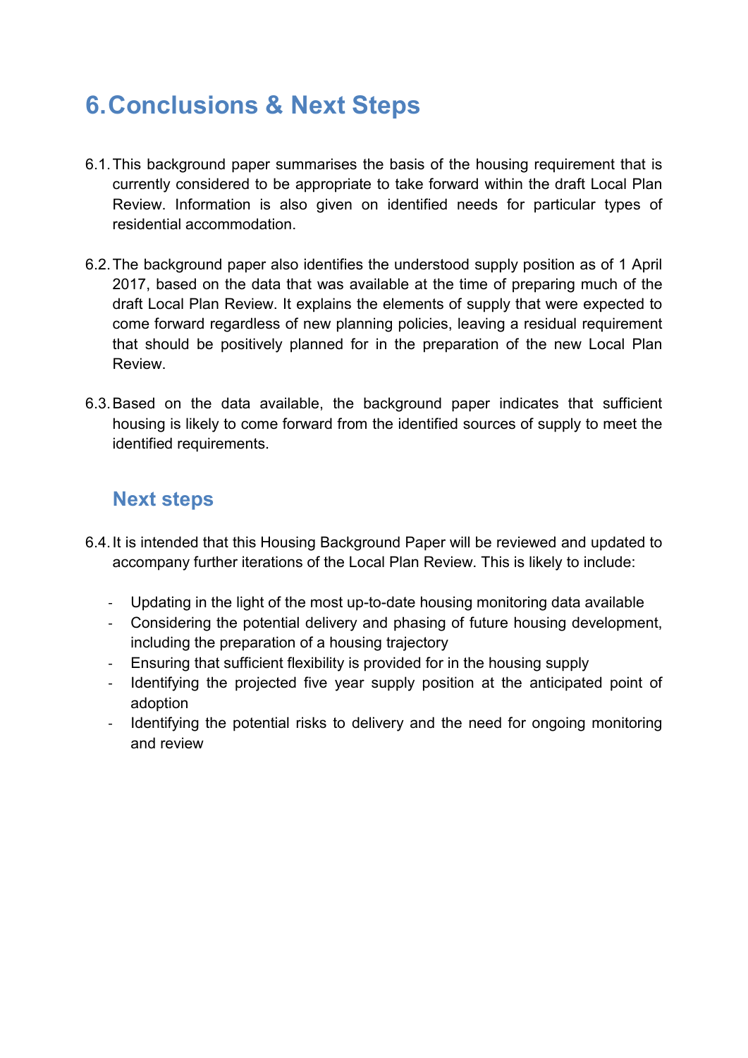# 6. Conclusions & Next Steps

6.1. This background paper summarises the basis of the housing requirement that is currently considered to be appropriate to take forward within the draft Local Plan Review. Information is also given on identified needs for particular types of residential accommodation.

6.2. The background paper also identifies the understood supply position as of 1 April 2017, based on the data that was available at the time of preparing much of the draft Local Plan Review. It explains the elements of supply that were expected to come forward regardless of new planning policies, leaving a residual requirement that should be positively planned for in the preparation of the new Local Plan Review.

6.3. Based on the data available, the background paper indicates that sufficient housing is likely to come forward from the identified sources of supply to meet the identified requirements.

## Next steps

6.4. It is intended that this Housing Background Paper will be reviewed and updated to accompany further iterations of the Local Plan Review. This is likely to include:

- Updating in the light of the most up-to-date housing monitoring data available
- Considering the potential delivery and phasing of future housing development, including the preparation of a housing trajectory
- Ensuring that sufficient flexibility is provided for in the housing supply
- Identifying the projected five year supply position at the anticipated point of adoption
- Identifying the potential risks to delivery and the need for ongoing monitoring and review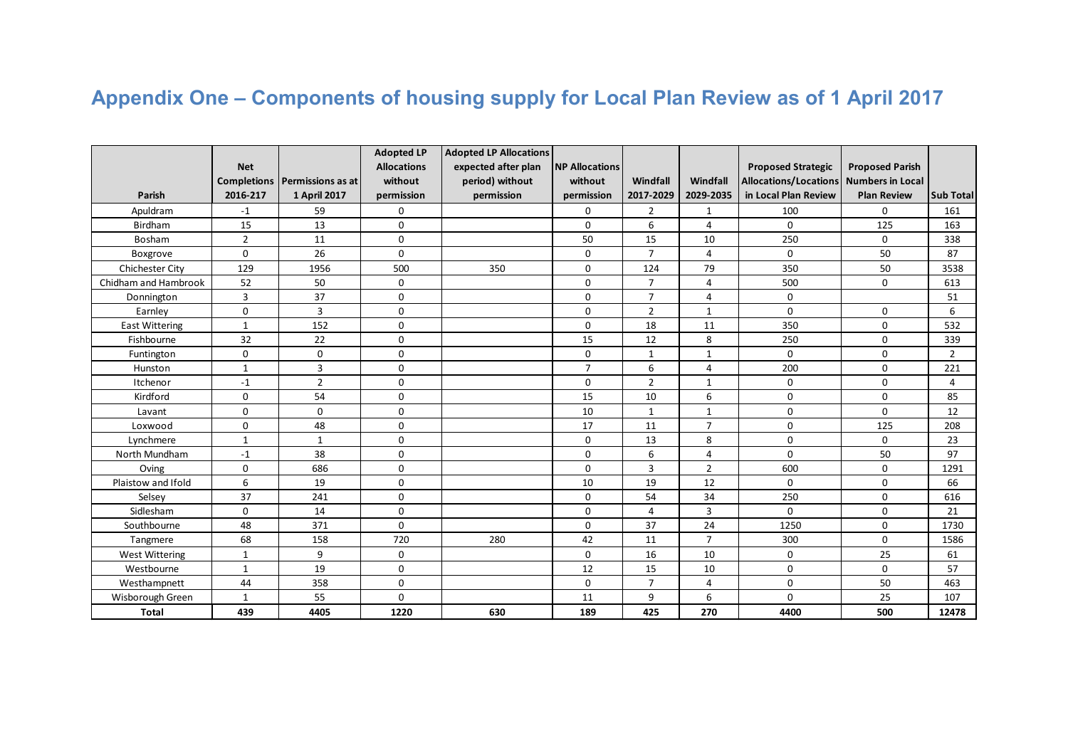# Appendix One – Components of housing supply for Local Plan Review as of 1 April 2017

| Parish | Net Completions 2016-217 | Permissions as at 1 April 2017 | Adopted LP Allocations without permission | Adopted LP Allocations expected after plan period) without permission | NP Allocations without permission | Windfall 2017-2029 | Windfall 2029-2035 | Proposed Strategic Allocations/Locations in Local Plan Review | Proposed Parish Numbers in Local Plan Review | Sub Total |
|---|---|---|---|---|---|---|---|---|---|---|
| Apuldram | -1 | 59 | 0 | | 0 | 2 | 1 | 100 | 0 | 161 |
| Birdham | 15 | 13 | 0 | | 0 | 6 | 4 | 0 | 125 | 163 |
| Bosham | 2 | 11 | 0 | | 50 | 15 | 10 | 250 | 0 | 338 |
| Boxgrove | 0 | 26 | 0 | | 0 | 7 | 4 | 0 | 50 | 87 |
| Chichester City | 129 | 1956 | 500 | 350 | 0 | 124 | 79 | 350 | 50 | 3538 |
| Chidham and Hambrook | 52 | 50 | 0 | | 0 | 7 | 4 | 500 | 0 | 613 |
| Donnington | 3 | 37 | 0 | | 0 | 7 | 4 | 0 | | 51 |
| Earnley | 0 | 3 | 0 | | 0 | 2 | 1 | 0 | 0 | 6 |
| East Wittering | 1 | 152 | 0 | | 0 | 18 | 11 | 350 | 0 | 532 |
| Fishbourne | 32 | 22 | 0 | | 15 | 12 | 8 | 250 | 0 | 339 |
| Funtington | 0 | 0 | 0 | | 0 | 1 | 1 | 0 | 0 | 2 |
| Hunston | 1 | 3 | 0 | | 7 | 6 | 4 | 200 | 0 | 221 |
| Itchenor | -1 | 2 | 0 | | 0 | 2 | 1 | 0 | 0 | 4 |
| Kirdford | 0 | 54 | 0 | | 15 | 10 | 6 | 0 | 0 | 85 |
| Lavant | 0 | 0 | 0 | | 10 | 1 | 1 | 0 | 0 | 12 |
| Loxwood | 0 | 48 | 0 | | 17 | 11 | 7 | 0 | 125 | 208 |
| Lynchmere | 1 | 1 | 0 | | 0 | 13 | 8 | 0 | 0 | 23 |
| North Mundham | -1 | 38 | 0 | | 0 | 6 | 4 | 0 | 50 | 97 |
| Oving | 0 | 686 | 0 | | 0 | 3 | 2 | 600 | 0 | 1291 |
| Plaistow and Ifold | 6 | 19 | 0 | | 10 | 19 | 12 | 0 | 0 | 66 |
| Selsey | 37 | 241 | 0 | | 0 | 54 | 34 | 250 | 0 | 616 |
| Sidlesham | 0 | 14 | 0 | | 0 | 4 | 3 | 0 | 0 | 21 |
| Southbourne | 48 | 371 | 0 | | 0 | 37 | 24 | 1250 | 0 | 1730 |
| Tangmere | 68 | 158 | 720 | 280 | 42 | 11 | 7 | 300 | 0 | 1586 |
| West Wittering | 1 | 9 | 0 | | 0 | 16 | 10 | 0 | 25 | 61 |
| Westbourne | 1 | 19 | 0 | | 12 | 15 | 10 | 0 | 0 | 57 |
| Westhampnett | 44 | 358 | 0 | | 0 | 7 | 4 | 0 | 50 | 463 |
| Wisborough Green | 1 | 55 | 0 | | 11 | 9 | 6 | 0 | 25 | 107 |
| **Total** | **439** | **4405** | **1220** | **630** | **189** | **425** | **270** | **4400** | **500** | **12478** |